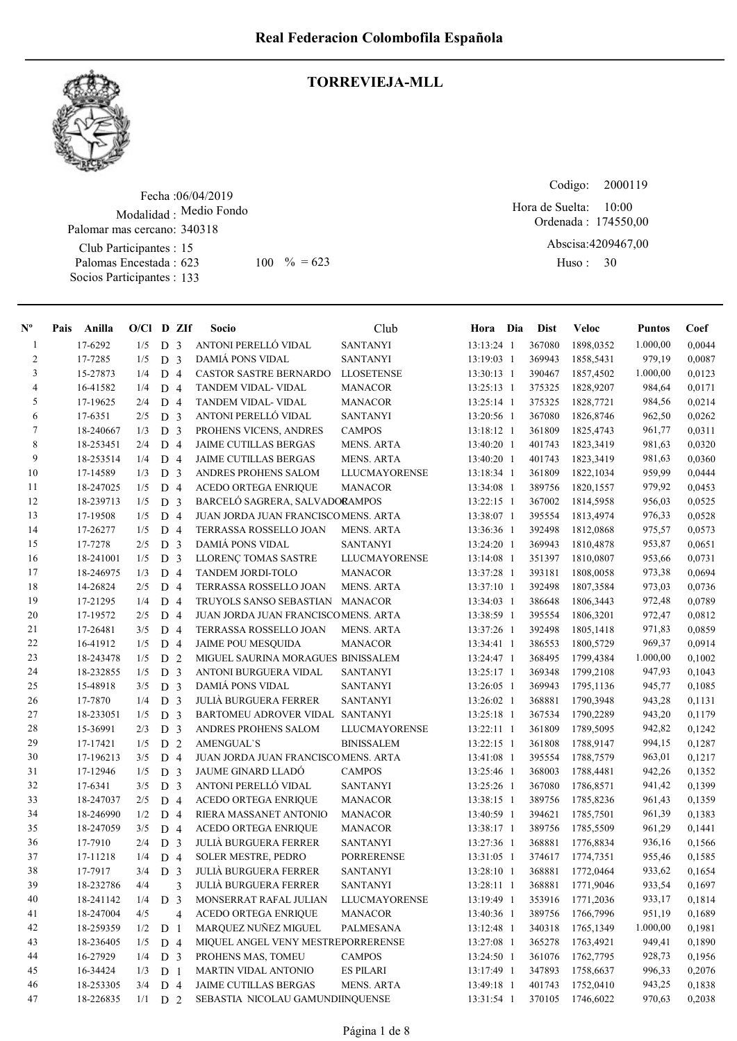# Real Federacion Colombofila Española

## TORREVIEJA-MLL

Fecha :06/04/2019
Modalidad : Medio Fondo
Palomar mas cercano: 340318
Club Participantes : 15
Palomas Encestada : 623    100 % = 623
Socios Participantes : 133

Codigo: 2000119
Hora de Suelta: 10:00
Ordenada : 174550,00
Abscisa:4209467,00
Huso : 30

| Nº | Pais | Anilla | O/Cl | D | ZIf | Socio | Club | Hora | Dia | Dist | Veloc | Puntos | Coef |
|---|---|---|---|---|---|---|---|---|---|---|---|---|---|
| 1 | | 17-6292 | 1/5 | D | 3 | ANTONI PERELLÓ VIDAL | SANTANYI | 13:13:24 | 1 | 367080 | 1898,0352 | 1.000,00 | 0,0044 |
| 2 | | 17-7285 | 1/5 | D | 3 | DAMIÁ PONS VIDAL | SANTANYI | 13:19:03 | 1 | 369943 | 1858,5431 | 979,19 | 0,0087 |
| 3 | | 15-27873 | 1/4 | D | 4 | CASTOR SASTRE BERNARDO | LLOSETENSE | 13:30:13 | 1 | 390467 | 1857,4502 | 1.000,00 | 0,0123 |
| 4 | | 16-41582 | 1/4 | D | 4 | TANDEM VIDAL- VIDAL | MANACOR | 13:25:13 | 1 | 375325 | 1828,9207 | 984,64 | 0,0171 |
| 5 | | 17-19625 | 2/4 | D | 4 | TANDEM VIDAL- VIDAL | MANACOR | 13:25:14 | 1 | 375325 | 1828,7721 | 984,56 | 0,0214 |
| 6 | | 17-6351 | 2/5 | D | 3 | ANTONI PERELLÓ VIDAL | SANTANYI | 13:20:56 | 1 | 367080 | 1826,8746 | 962,50 | 0,0262 |
| 7 | | 18-240667 | 1/3 | D | 3 | PROHENS VICENS, ANDRES | CAMPOS | 13:18:12 | 1 | 361809 | 1825,4743 | 961,77 | 0,0311 |
| 8 | | 18-253451 | 2/4 | D | 4 | JAIME CUTILLAS BERGAS | MENS. ARTA | 13:40:20 | 1 | 401743 | 1823,3419 | 981,63 | 0,0320 |
| 9 | | 18-253514 | 1/4 | D | 4 | JAIME CUTILLAS BERGAS | MENS. ARTA | 13:40:20 | 1 | 401743 | 1823,3419 | 981,63 | 0,0360 |
| 10 | | 17-14589 | 1/3 | D | 3 | ANDRES PROHENS SALOM | LLUCMAYORENSE | 13:18:34 | 1 | 361809 | 1822,1034 | 959,99 | 0,0444 |
| 11 | | 18-247025 | 1/5 | D | 4 | ACEDO ORTEGA ENRIQUE | MANACOR | 13:34:08 | 1 | 389756 | 1820,1557 | 979,92 | 0,0453 |
| 12 | | 18-239713 | 1/5 | D | 3 | BARCELÓ SAGRERA, SALVADOR | CAMPOS | 13:22:15 | 1 | 367002 | 1814,5958 | 956,03 | 0,0525 |
| 13 | | 17-19508 | 1/5 | D | 4 | JUAN JORDA JUAN FRANCISCO | MENS. ARTA | 13:38:07 | 1 | 395554 | 1813,4974 | 976,33 | 0,0528 |
| 14 | | 17-26277 | 1/5 | D | 4 | TERRASSA ROSSELLO JOAN | MENS. ARTA | 13:36:36 | 1 | 392498 | 1812,0868 | 975,57 | 0,0573 |
| 15 | | 17-7278 | 2/5 | D | 3 | DAMIÁ PONS VIDAL | SANTANYI | 13:24:20 | 1 | 369943 | 1810,4878 | 953,87 | 0,0651 |
| 16 | | 18-241001 | 1/5 | D | 3 | LLORENÇ TOMAS SASTRE | LLUCMAYORENSE | 13:14:08 | 1 | 351397 | 1810,0807 | 953,66 | 0,0731 |
| 17 | | 18-246975 | 1/3 | D | 4 | TANDEM JORDI-TOLO | MANACOR | 13:37:28 | 1 | 393181 | 1808,0058 | 973,38 | 0,0694 |
| 18 | | 14-26824 | 2/5 | D | 4 | TERRASSA ROSSELLO JOAN | MENS. ARTA | 13:37:10 | 1 | 392498 | 1807,3584 | 973,03 | 0,0736 |
| 19 | | 17-21295 | 1/4 | D | 4 | TRUYOLS SANSO SEBASTIAN | MANACOR | 13:34:03 | 1 | 386648 | 1806,3443 | 972,48 | 0,0789 |
| 20 | | 17-19572 | 2/5 | D | 4 | JUAN JORDA JUAN FRANCISCO | MENS. ARTA | 13:38:59 | 1 | 395554 | 1806,3201 | 972,47 | 0,0812 |
| 21 | | 17-26481 | 3/5 | D | 4 | TERRASSA ROSSELLO JOAN | MENS. ARTA | 13:37:26 | 1 | 392498 | 1805,1418 | 971,83 | 0,0859 |
| 22 | | 16-41912 | 1/5 | D | 4 | JAIME POU MESQUIDA | MANACOR | 13:34:41 | 1 | 386553 | 1800,5729 | 969,37 | 0,0914 |
| 23 | | 18-243478 | 1/5 | D | 2 | MIGUEL SAURINA MORAGUES | BINISSALEM | 13:24:47 | 1 | 368495 | 1799,4384 | 1.000,00 | 0,1002 |
| 24 | | 18-232855 | 1/5 | D | 3 | ANTONI BURGUERA VIDAL | SANTANYI | 13:25:17 | 1 | 369348 | 1799,2108 | 947,93 | 0,1043 |
| 25 | | 15-48918 | 3/5 | D | 3 | DAMIÁ PONS VIDAL | SANTANYI | 13:26:05 | 1 | 369943 | 1795,1136 | 945,77 | 0,1085 |
| 26 | | 17-7870 | 1/4 | D | 3 | JULIÀ BURGUERA FERRER | SANTANYI | 13:26:02 | 1 | 368881 | 1790,3948 | 943,28 | 0,1131 |
| 27 | | 18-233051 | 1/5 | D | 3 | BARTOMEU ADROVER VIDAL | SANTANYI | 13:25:18 | 1 | 367534 | 1790,2289 | 943,20 | 0,1179 |
| 28 | | 15-36991 | 2/3 | D | 3 | ANDRES PROHENS SALOM | LLUCMAYORENSE | 13:22:11 | 1 | 361809 | 1789,5095 | 942,82 | 0,1242 |
| 29 | | 17-17421 | 1/5 | D | 2 | AMENGUAL`S | BINISSALEM | 13:22:15 | 1 | 361808 | 1788,9147 | 994,15 | 0,1287 |
| 30 | | 17-196213 | 3/5 | D | 4 | JUAN JORDA JUAN FRANCISCO | MENS. ARTA | 13:41:08 | 1 | 395554 | 1788,7579 | 963,01 | 0,1217 |
| 31 | | 17-12946 | 1/5 | D | 3 | JAUME GINARD LLADÓ | CAMPOS | 13:25:46 | 1 | 368003 | 1788,4481 | 942,26 | 0,1352 |
| 32 | | 17-6341 | 3/5 | D | 3 | ANTONI PERELLÓ VIDAL | SANTANYI | 13:25:26 | 1 | 367080 | 1786,8571 | 941,42 | 0,1399 |
| 33 | | 18-247037 | 2/5 | D | 4 | ACEDO ORTEGA ENRIQUE | MANACOR | 13:38:15 | 1 | 389756 | 1785,8236 | 961,43 | 0,1359 |
| 34 | | 18-246990 | 1/2 | D | 4 | RIERA MASSANET ANTONIO | MANACOR | 13:40:59 | 1 | 394621 | 1785,7501 | 961,39 | 0,1383 |
| 35 | | 18-247059 | 3/5 | D | 4 | ACEDO ORTEGA ENRIQUE | MANACOR | 13:38:17 | 1 | 389756 | 1785,5509 | 961,29 | 0,1441 |
| 36 | | 17-7910 | 2/4 | D | 3 | JULIÀ BURGUERA FERRER | SANTANYI | 13:27:36 | 1 | 368881 | 1776,8834 | 936,16 | 0,1566 |
| 37 | | 17-11218 | 1/4 | D | 4 | SOLER MESTRE, PEDRO | PORRERENSE | 13:31:05 | 1 | 374617 | 1774,7351 | 955,46 | 0,1585 |
| 38 | | 17-7917 | 3/4 | D | 3 | JULIÀ BURGUERA FERRER | SANTANYI | 13:28:10 | 1 | 368881 | 1772,0464 | 933,62 | 0,1654 |
| 39 | | 18-232786 | 4/4 | | 3 | JULIÀ BURGUERA FERRER | SANTANYI | 13:28:11 | 1 | 368881 | 1771,9046 | 933,54 | 0,1697 |
| 40 | | 18-241142 | 1/4 | D | 3 | MONSERRAT RAFAL JULIAN | LLUCMAYORENSE | 13:19:49 | 1 | 353916 | 1771,2036 | 933,17 | 0,1814 |
| 41 | | 18-247004 | 4/5 | | 4 | ACEDO ORTEGA ENRIQUE | MANACOR | 13:40:36 | 1 | 389756 | 1766,7996 | 951,19 | 0,1689 |
| 42 | | 18-259359 | 1/2 | D | 1 | MARQUEZ NUÑEZ MIGUEL | PALMESANA | 13:12:48 | 1 | 340318 | 1765,1349 | 1.000,00 | 0,1981 |
| 43 | | 18-236405 | 1/5 | D | 4 | MIQUEL ANGEL VENY MESTRE | PORRERENSE | 13:27:08 | 1 | 365278 | 1763,4921 | 949,41 | 0,1890 |
| 44 | | 16-27929 | 1/4 | D | 3 | PROHENS MAS, TOMEU | CAMPOS | 13:24:50 | 1 | 361076 | 1762,7795 | 928,73 | 0,1956 |
| 45 | | 16-34424 | 1/3 | D | 1 | MARTIN VIDAL ANTONIO | ES PILARI | 13:17:49 | 1 | 347893 | 1758,6637 | 996,33 | 0,2076 |
| 46 | | 18-253305 | 3/4 | D | 4 | JAIME CUTILLAS BERGAS | MENS. ARTA | 13:49:18 | 1 | 401743 | 1752,0410 | 943,25 | 0,1838 |
| 47 | | 18-226835 | 1/1 | D | 2 | SEBASTIA NICOLAU GAMUNDI | INQUENSE | 13:31:54 | 1 | 370105 | 1746,6022 | 970,63 | 0,2038 |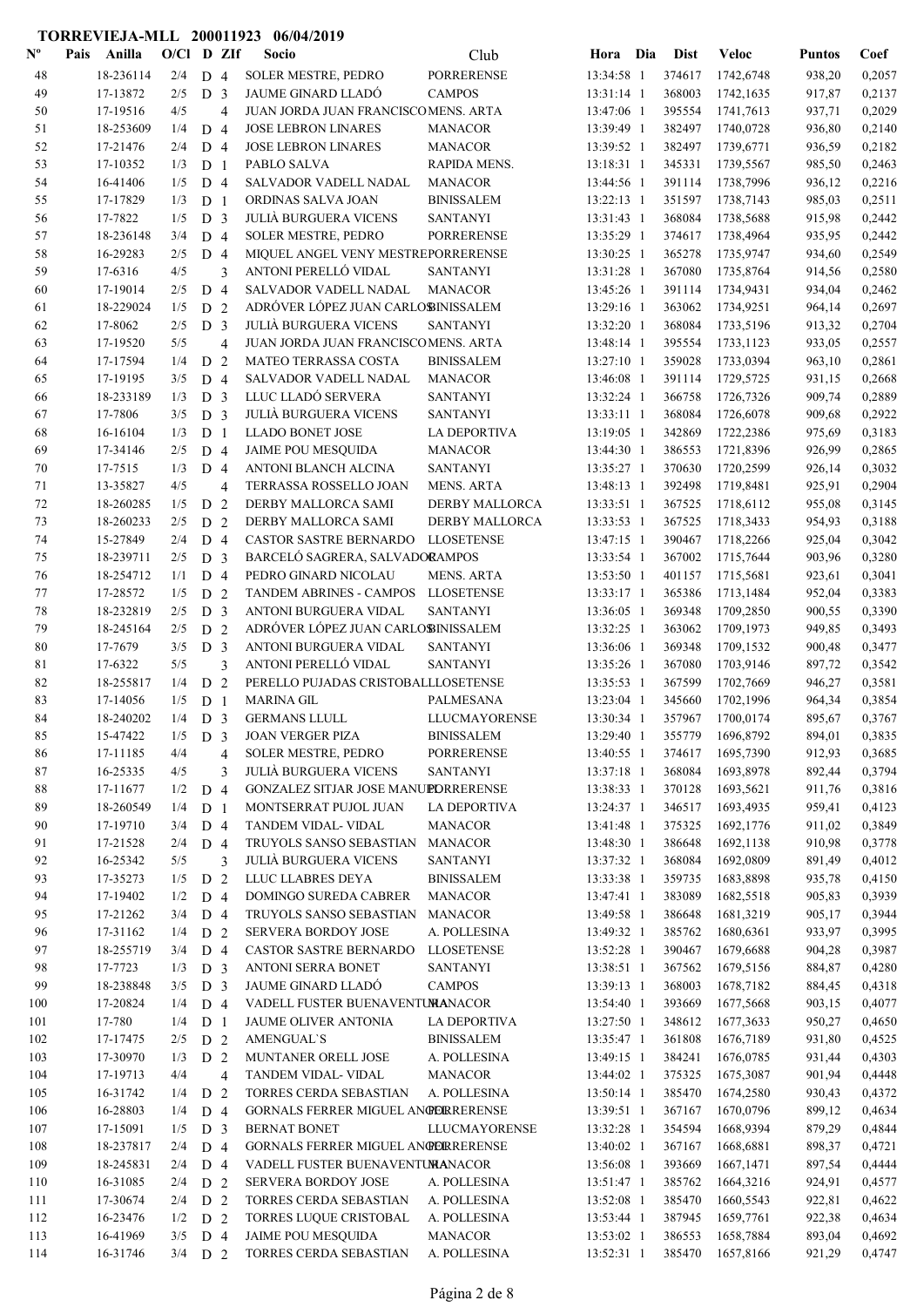# TORREVIEJA-MLL 200011923 06/04/2019

| Nº | Pais | Anilla | O/Cl | D | ZIf | Socio | Club | Hora | Dia | Dist | Veloc | Puntos | Coef |
|---|---|---|---|---|---|---|---|---|---|---|---|---|---|
| 48 | | 18-236114 | 2/4 | D | 4 | SOLER MESTRE, PEDRO | PORRERENSE | 13:34:58 | 1 | 374617 | 1742,6748 | 938,20 | 0,2057 |
| 49 | | 17-13872 | 2/5 | D | 3 | JAUME GINARD LLADÓ | CAMPOS | 13:31:14 | 1 | 368003 | 1742,1635 | 917,87 | 0,2137 |
| 50 | | 17-19516 | 4/5 | | 4 | JUAN JORDA JUAN FRANCISCO | MENS. ARTA | 13:47:06 | 1 | 395554 | 1741,7613 | 937,71 | 0,2029 |
| 51 | | 18-253609 | 1/4 | D | 4 | JOSE LEBRON LINARES | MANACOR | 13:39:49 | 1 | 382497 | 1740,0728 | 936,80 | 0,2140 |
| 52 | | 17-21476 | 2/4 | D | 4 | JOSE LEBRON LINARES | MANACOR | 13:39:52 | 1 | 382497 | 1739,6771 | 936,59 | 0,2182 |
| 53 | | 17-10352 | 1/3 | D | 1 | PABLO SALVA | RAPIDA MENS. | 13:18:31 | 1 | 345331 | 1739,5567 | 985,50 | 0,2463 |
| 54 | | 16-41406 | 1/5 | D | 4 | SALVADOR VADELL NADAL | MANACOR | 13:44:56 | 1 | 391114 | 1738,7996 | 936,12 | 0,2216 |
| 55 | | 17-17829 | 1/3 | D | 1 | ORDINAS SALVA JOAN | BINISSALEM | 13:22:13 | 1 | 351597 | 1738,7143 | 985,03 | 0,2511 |
| 56 | | 17-7822 | 1/5 | D | 3 | JULIÀ BURGUERA VICENS | SANTANYI | 13:31:43 | 1 | 368084 | 1738,5688 | 915,98 | 0,2442 |
| 57 | | 18-236148 | 3/4 | D | 4 | SOLER MESTRE, PEDRO | PORRERENSE | 13:35:29 | 1 | 374617 | 1738,4964 | 935,95 | 0,2442 |
| 58 | | 16-29283 | 2/5 | D | 4 | MIQUEL ANGEL VENY MESTRE | PORRERENSE | 13:30:25 | 1 | 365278 | 1735,9747 | 934,60 | 0,2549 |
| 59 | | 17-6316 | 4/5 | | 3 | ANTONI PERELLÓ VIDAL | SANTANYI | 13:31:28 | 1 | 367080 | 1735,8764 | 914,56 | 0,2580 |
| 60 | | 17-19014 | 2/5 | D | 4 | SALVADOR VADELL NADAL | MANACOR | 13:45:26 | 1 | 391114 | 1734,9431 | 934,04 | 0,2462 |
| 61 | | 18-229024 | 1/5 | D | 2 | ADRÓVER LÓPEZ JUAN CARLOS | BINISSALEM | 13:29:16 | 1 | 363062 | 1734,9251 | 964,14 | 0,2697 |
| 62 | | 17-8062 | 2/5 | D | 3 | JULIÀ BURGUERA VICENS | SANTANYI | 13:32:20 | 1 | 368084 | 1733,5196 | 913,32 | 0,2704 |
| 63 | | 17-19520 | 5/5 | | 4 | JUAN JORDA JUAN FRANCISCO | MENS. ARTA | 13:48:14 | 1 | 395554 | 1733,1123 | 933,05 | 0,2557 |
| 64 | | 17-17594 | 1/4 | D | 2 | MATEO TERRASSA COSTA | BINISSALEM | 13:27:10 | 1 | 359028 | 1733,0394 | 963,10 | 0,2861 |
| 65 | | 17-19195 | 3/5 | D | 4 | SALVADOR VADELL NADAL | MANACOR | 13:46:08 | 1 | 391114 | 1729,5725 | 931,15 | 0,2668 |
| 66 | | 18-233189 | 1/3 | D | 3 | LLUC LLADÓ SERVERA | SANTANYI | 13:32:24 | 1 | 366758 | 1726,7326 | 909,74 | 0,2889 |
| 67 | | 17-7806 | 3/5 | D | 3 | JULIÀ BURGUERA VICENS | SANTANYI | 13:33:11 | 1 | 368084 | 1726,6078 | 909,68 | 0,2922 |
| 68 | | 16-16104 | 1/3 | D | 1 | LLADO BONET JOSE | LA DEPORTIVA | 13:19:05 | 1 | 342869 | 1722,2386 | 975,69 | 0,3183 |
| 69 | | 17-34146 | 2/5 | D | 4 | JAIME POU MESQUIDA | MANACOR | 13:44:30 | 1 | 386553 | 1721,8396 | 926,99 | 0,2865 |
| 70 | | 17-7515 | 1/3 | D | 4 | ANTONI BLANCH ALCINA | SANTANYI | 13:35:27 | 1 | 370630 | 1720,2599 | 926,14 | 0,3032 |
| 71 | | 13-35827 | 4/5 | | 4 | TERRASSA ROSSELLO JOAN | MENS. ARTA | 13:48:13 | 1 | 392498 | 1719,8481 | 925,91 | 0,2904 |
| 72 | | 18-260285 | 1/5 | D | 2 | DERBY MALLORCA SAMI | DERBY MALLORCA | 13:33:51 | 1 | 367525 | 1718,6112 | 955,08 | 0,3145 |
| 73 | | 18-260233 | 2/5 | D | 2 | DERBY MALLORCA SAMI | DERBY MALLORCA | 13:33:53 | 1 | 367525 | 1718,3433 | 954,93 | 0,3188 |
| 74 | | 15-27849 | 2/4 | D | 4 | CASTOR SASTRE BERNARDO | LLOSETENSE | 13:47:15 | 1 | 390467 | 1718,2266 | 925,04 | 0,3042 |
| 75 | | 18-239711 | 2/5 | D | 3 | BARCELÓ SAGRERA, SALVADOR | CAMPOS | 13:33:54 | 1 | 367002 | 1715,7644 | 903,96 | 0,3280 |
| 76 | | 18-254712 | 1/1 | D | 4 | PEDRO GINARD NICOLAU | MENS. ARTA | 13:53:50 | 1 | 401157 | 1715,5681 | 923,61 | 0,3041 |
| 77 | | 17-28572 | 1/5 | D | 2 | TANDEM ABRINES - CAMPOS | LLOSETENSE | 13:33:17 | 1 | 365386 | 1713,1484 | 952,04 | 0,3383 |
| 78 | | 18-232819 | 2/5 | D | 3 | ANTONI BURGUERA VIDAL | SANTANYI | 13:36:05 | 1 | 369348 | 1709,2850 | 900,55 | 0,3390 |
| 79 | | 18-245164 | 2/5 | D | 2 | ADRÓVER LÓPEZ JUAN CARLOS | BINISSALEM | 13:32:25 | 1 | 363062 | 1709,1973 | 949,85 | 0,3493 |
| 80 | | 17-7679 | 3/5 | D | 3 | ANTONI BURGUERA VIDAL | SANTANYI | 13:36:06 | 1 | 369348 | 1709,1532 | 900,48 | 0,3477 |
| 81 | | 17-6322 | 5/5 | | 3 | ANTONI PERELLÓ VIDAL | SANTANYI | 13:35:26 | 1 | 367080 | 1703,9146 | 897,72 | 0,3542 |
| 82 | | 18-255817 | 1/4 | D | 2 | PERELLO PUJADAS CRISTOBAL | LLOSETENSE | 13:35:53 | 1 | 367599 | 1702,7669 | 946,27 | 0,3581 |
| 83 | | 17-14056 | 1/5 | D | 1 | MARINA GIL | PALMESANA | 13:23:04 | 1 | 345660 | 1702,1996 | 964,34 | 0,3854 |
| 84 | | 18-240202 | 1/4 | D | 3 | GERMANS LLULL | LLUCMAYORENSE | 13:30:34 | 1 | 357967 | 1700,0174 | 895,67 | 0,3767 |
| 85 | | 15-47422 | 1/5 | D | 3 | JOAN VERGER PIZA | BINISSALEM | 13:29:40 | 1 | 355779 | 1696,8792 | 894,01 | 0,3835 |
| 86 | | 17-11185 | 4/4 | | 4 | SOLER MESTRE, PEDRO | PORRERENSE | 13:40:55 | 1 | 374617 | 1695,7390 | 912,93 | 0,3685 |
| 87 | | 16-25335 | 4/5 | | 3 | JULIÀ BURGUERA VICENS | SANTANYI | 13:37:18 | 1 | 368084 | 1693,8978 | 892,44 | 0,3794 |
| 88 | | 17-11677 | 1/2 | D | 4 | GONZALEZ SITJAR JOSE MANUEL | PORRERENSE | 13:38:33 | 1 | 370128 | 1693,5621 | 911,76 | 0,3816 |
| 89 | | 18-260549 | 1/4 | D | 1 | MONTSERRAT PUJOL JUAN | LA DEPORTIVA | 13:24:37 | 1 | 346517 | 1693,4935 | 959,41 | 0,4123 |
| 90 | | 17-19710 | 3/4 | D | 4 | TANDEM VIDAL- VIDAL | MANACOR | 13:41:48 | 1 | 375325 | 1692,1776 | 911,02 | 0,3849 |
| 91 | | 17-21528 | 2/4 | D | 4 | TRUYOLS SANSO SEBASTIAN | MANACOR | 13:48:30 | 1 | 386648 | 1692,1138 | 910,98 | 0,3778 |
| 92 | | 16-25342 | 5/5 | | 3 | JULIÀ BURGUERA VICENS | SANTANYI | 13:37:32 | 1 | 368084 | 1692,0809 | 891,49 | 0,4012 |
| 93 | | 17-35273 | 1/5 | D | 2 | LLUC LLABRES DEYA | BINISSALEM | 13:33:38 | 1 | 359735 | 1683,8898 | 935,78 | 0,4150 |
| 94 | | 17-19402 | 1/2 | D | 4 | DOMINGO SUREDA CABRER | MANACOR | 13:47:41 | 1 | 383089 | 1682,5518 | 905,83 | 0,3939 |
| 95 | | 17-21262 | 3/4 | D | 4 | TRUYOLS SANSO SEBASTIAN | MANACOR | 13:49:58 | 1 | 386648 | 1681,3219 | 905,17 | 0,3944 |
| 96 | | 17-31162 | 1/4 | D | 2 | SERVERA BORDOY JOSE | A. POLLESINA | 13:49:32 | 1 | 385762 | 1680,6361 | 933,97 | 0,3995 |
| 97 | | 18-255719 | 3/4 | D | 4 | CASTOR SASTRE BERNARDO | LLOSETENSE | 13:52:28 | 1 | 390467 | 1679,6688 | 904,28 | 0,3987 |
| 98 | | 17-7723 | 1/3 | D | 3 | ANTONI SERRA BONET | SANTANYI | 13:38:51 | 1 | 367562 | 1679,5156 | 884,87 | 0,4280 |
| 99 | | 18-238848 | 3/5 | D | 3 | JAUME GINARD LLADÓ | CAMPOS | 13:39:13 | 1 | 368003 | 1678,7182 | 884,45 | 0,4318 |
| 100 | | 17-20824 | 1/4 | D | 4 | VADELL FUSTER BUENAVENTURA | MANACOR | 13:54:40 | 1 | 393669 | 1677,5668 | 903,15 | 0,4077 |
| 101 | | 17-780 | 1/4 | D | 1 | JAUME OLIVER ANTONIA | LA DEPORTIVA | 13:27:50 | 1 | 348612 | 1677,3633 | 950,27 | 0,4650 |
| 102 | | 17-17475 | 2/5 | D | 2 | AMENGUAL`S | BINISSALEM | 13:35:47 | 1 | 361808 | 1676,7189 | 931,80 | 0,4525 |
| 103 | | 17-30970 | 1/3 | D | 2 | MUNTANER ORELL JOSE | A. POLLESINA | 13:49:15 | 1 | 384241 | 1676,0785 | 931,44 | 0,4303 |
| 104 | | 17-19713 | 4/4 | | 4 | TANDEM VIDAL- VIDAL | MANACOR | 13:44:02 | 1 | 375325 | 1675,3087 | 901,94 | 0,4448 |
| 105 | | 16-31742 | 1/4 | D | 2 | TORRES CERDA SEBASTIAN | A. POLLESINA | 13:50:14 | 1 | 385470 | 1674,2580 | 930,43 | 0,4372 |
| 106 | | 16-28803 | 1/4 | D | 4 | GORNALS FERRER MIGUEL ANGEL | PORRERENSE | 13:39:51 | 1 | 367167 | 1670,0796 | 899,12 | 0,4634 |
| 107 | | 17-15091 | 1/5 | D | 3 | BERNAT BONET | LLUCMAYORENSE | 13:32:28 | 1 | 354594 | 1668,9394 | 879,29 | 0,4844 |
| 108 | | 18-237817 | 2/4 | D | 4 | GORNALS FERRER MIGUEL ANGEL | PORRERENSE | 13:40:02 | 1 | 367167 | 1668,6881 | 898,37 | 0,4721 |
| 109 | | 18-245831 | 2/4 | D | 4 | VADELL FUSTER BUENAVENTURA | MANACOR | 13:56:08 | 1 | 393669 | 1667,1471 | 897,54 | 0,4444 |
| 110 | | 16-31085 | 2/4 | D | 2 | SERVERA BORDOY JOSE | A. POLLESINA | 13:51:47 | 1 | 385762 | 1664,3216 | 924,91 | 0,4577 |
| 111 | | 17-30674 | 2/4 | D | 2 | TORRES CERDA SEBASTIAN | A. POLLESINA | 13:52:08 | 1 | 385470 | 1660,5543 | 922,81 | 0,4622 |
| 112 | | 16-23476 | 1/2 | D | 2 | TORRES LUQUE CRISTOBAL | A. POLLESINA | 13:53:44 | 1 | 387945 | 1659,7761 | 922,38 | 0,4634 |
| 113 | | 16-41969 | 3/5 | D | 4 | JAIME POU MESQUIDA | MANACOR | 13:53:02 | 1 | 386553 | 1658,7884 | 893,04 | 0,4692 |
| 114 | | 16-31746 | 3/4 | D | 2 | TORRES CERDA SEBASTIAN | A. POLLESINA | 13:52:31 | 1 | 385470 | 1657,8166 | 921,29 | 0,4747 |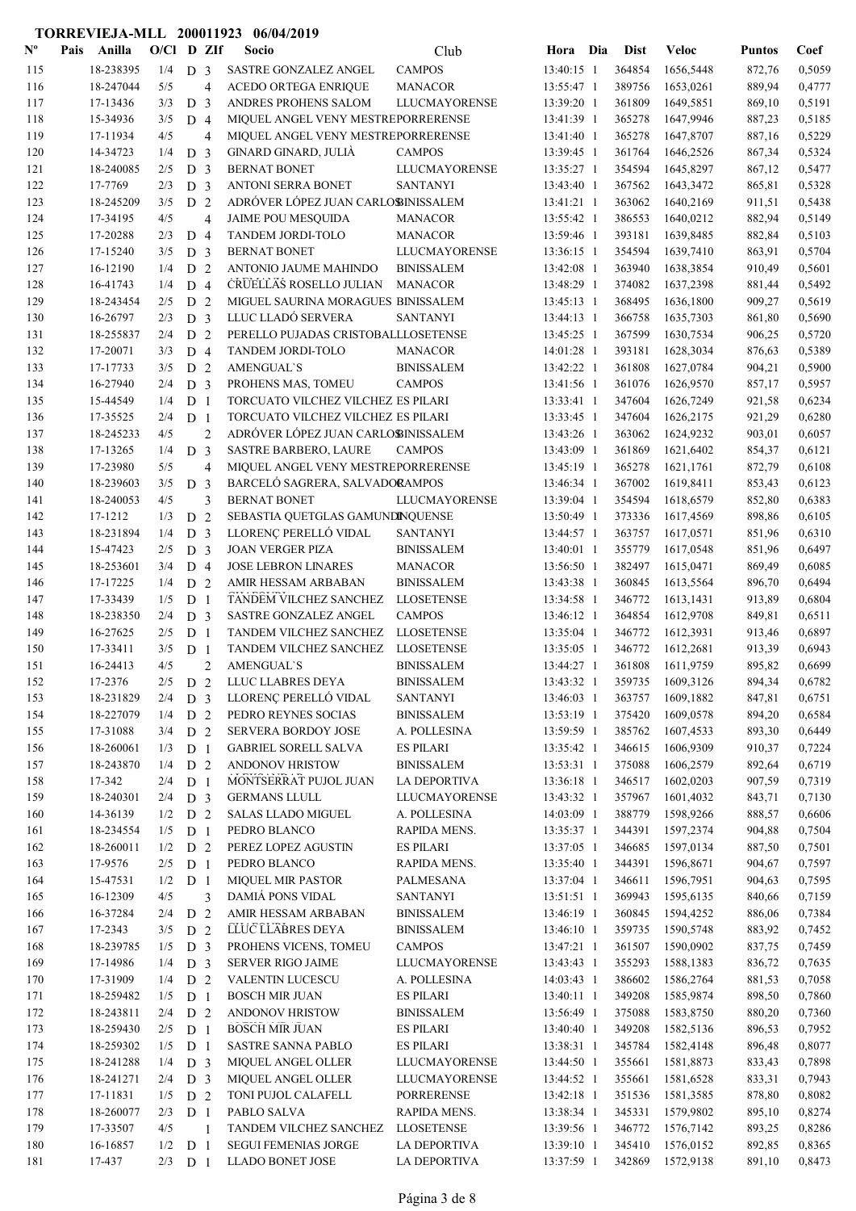# TORREVIEJA-MLL 200011923 06/04/2019

| Nº | Pais | Anilla | O/Cl | D | ZIf | Socio | Club | Hora | Dia | Dist | Veloc | Puntos | Coef |
|---|---|---|---|---|---|---|---|---|---|---|---|---|---|
| 115 | | 18-238395 | 1/4 | D | 3 | SASTRE GONZALEZ ANGEL | CAMPOS | 13:40:15 | 1 | 364854 | 1656,5448 | 872,76 | 0,5059 |
| 116 | | 18-247044 | 5/5 | | 4 | ACEDO ORTEGA ENRIQUE | MANACOR | 13:55:47 | 1 | 389756 | 1653,0261 | 889,94 | 0,4777 |
| 117 | | 17-13436 | 3/3 | D | 3 | ANDRES PROHENS SALOM | LLUCMAYORENSE | 13:39:20 | 1 | 361809 | 1649,5851 | 869,10 | 0,5191 |
| 118 | | 15-34936 | 3/5 | D | 4 | MIQUEL ANGEL VENY MESTRE | PORRERENSE | 13:41:39 | 1 | 365278 | 1647,9946 | 887,23 | 0,5185 |
| 119 | | 17-11934 | 4/5 | | 4 | MIQUEL ANGEL VENY MESTRE | PORRERENSE | 13:41:40 | 1 | 365278 | 1647,8707 | 887,16 | 0,5229 |
| 120 | | 14-34723 | 1/4 | D | 3 | GINARD GINARD, JULIÀ | CAMPOS | 13:39:45 | 1 | 361764 | 1646,2526 | 867,34 | 0,5324 |
| 121 | | 18-240085 | 2/5 | D | 3 | BERNAT BONET | LLUCMAYORENSE | 13:35:27 | 1 | 354594 | 1645,8297 | 867,12 | 0,5477 |
| 122 | | 17-7769 | 2/3 | D | 3 | ANTONI SERRA BONET | SANTANYI | 13:43:40 | 1 | 367562 | 1643,3472 | 865,81 | 0,5328 |
| 123 | | 18-245209 | 3/5 | D | 2 | ADRÓVER LÓPEZ JUAN CARLOS | BINISSALEM | 13:41:21 | 1 | 363062 | 1640,2169 | 911,51 | 0,5438 |
| 124 | | 17-34195 | 4/5 | | 4 | JAIME POU MESQUIDA | MANACOR | 13:55:42 | 1 | 386553 | 1640,0212 | 882,94 | 0,5149 |
| 125 | | 17-20288 | 2/3 | D | 4 | TANDEM JORDI-TOLO | MANACOR | 13:59:46 | 1 | 393181 | 1639,8485 | 882,84 | 0,5103 |
| 126 | | 17-15240 | 3/5 | D | 3 | BERNAT BONET | LLUCMAYORENSE | 13:36:15 | 1 | 354594 | 1639,7410 | 863,91 | 0,5704 |
| 127 | | 16-12190 | 1/4 | D | 2 | ANTONIO JAUME MAHINDO | BINISSALEM | 13:42:08 | 1 | 363940 | 1638,3854 | 910,49 | 0,5601 |
| 128 | | 16-41743 | 1/4 | D | 4 | CRUELLAS ROSELLO JULIAN | MANACOR | 13:48:29 | 1 | 374082 | 1637,2398 | 881,44 | 0,5492 |
| 129 | | 18-243454 | 2/5 | D | 2 | MIGUEL SAURINA MORAGUES | BINISSALEM | 13:45:13 | 1 | 368495 | 1636,1800 | 909,27 | 0,5619 |
| 130 | | 16-26797 | 2/3 | D | 3 | LLUC LLADÓ SERVERA | SANTANYI | 13:44:13 | 1 | 366758 | 1635,7303 | 861,80 | 0,5690 |
| 131 | | 18-255837 | 2/4 | D | 2 | PERELLO PUJADAS CRISTOBAL | LLOSETENSE | 13:45:25 | 1 | 367599 | 1630,7534 | 906,25 | 0,5720 |
| 132 | | 17-20071 | 3/3 | D | 4 | TANDEM JORDI-TOLO | MANACOR | 14:01:28 | 1 | 393181 | 1628,3034 | 876,63 | 0,5389 |
| 133 | | 17-17733 | 3/5 | D | 2 | AMENGUAL`S | BINISSALEM | 13:42:22 | 1 | 361808 | 1627,0784 | 904,21 | 0,5900 |
| 134 | | 16-27940 | 2/4 | D | 3 | PROHENS MAS, TOMEU | CAMPOS | 13:41:56 | 1 | 361076 | 1626,9570 | 857,17 | 0,5957 |
| 135 | | 15-44549 | 1/4 | D | 1 | TORCUATO VILCHEZ VILCHEZ | ES PILARI | 13:33:41 | 1 | 347604 | 1626,7249 | 921,58 | 0,6234 |
| 136 | | 17-35525 | 2/4 | D | 1 | TORCUATO VILCHEZ VILCHEZ | ES PILARI | 13:33:45 | 1 | 347604 | 1626,2175 | 921,29 | 0,6280 |
| 137 | | 18-245233 | 4/5 | | 2 | ADRÓVER LÓPEZ JUAN CARLOS | BINISSALEM | 13:43:26 | 1 | 363062 | 1624,9232 | 903,01 | 0,6057 |
| 138 | | 17-13265 | 1/4 | D | 3 | SASTRE BARBERO, LAURE | CAMPOS | 13:43:09 | 1 | 361869 | 1621,6402 | 854,37 | 0,6121 |
| 139 | | 17-23980 | 5/5 | | 4 | MIQUEL ANGEL VENY MESTRE | PORRERENSE | 13:45:19 | 1 | 365278 | 1621,1761 | 872,79 | 0,6108 |
| 140 | | 18-239603 | 3/5 | D | 3 | BARCELÓ SAGRERA, SALVADOR | CAMPOS | 13:46:34 | 1 | 367002 | 1619,8411 | 853,43 | 0,6123 |
| 141 | | 18-240053 | 4/5 | | 3 | BERNAT BONET | LLUCMAYORENSE | 13:39:04 | 1 | 354594 | 1618,6579 | 852,80 | 0,6383 |
| 142 | | 17-1212 | 1/3 | D | 2 | SEBASTIA QUETGLAS GAMUNDI | INQUENSE | 13:50:49 | 1 | 373336 | 1617,4569 | 898,86 | 0,6105 |
| 143 | | 18-231894 | 1/4 | D | 3 | LLORENÇ PERELLÓ VIDAL | SANTANYI | 13:44:57 | 1 | 363757 | 1617,0571 | 851,96 | 0,6310 |
| 144 | | 15-47523 | 2/5 | D | 3 | JOAN VERGER PIZA | BINISSALEM | 13:40:01 | 1 | 355779 | 1617,0548 | 851,96 | 0,6497 |
| 145 | | 18-253601 | 3/4 | D | 4 | JOSE LEBRON LINARES | MANACOR | 13:56:50 | 1 | 382497 | 1615,0471 | 869,49 | 0,6085 |
| 146 | | 17-17225 | 1/4 | D | 2 | AMIR HESSAM ARBABAN | BINISSALEM | 13:43:38 | 1 | 360845 | 1613,5564 | 896,70 | 0,6494 |
| 147 | | 17-33439 | 1/5 | D | 1 | TANDEM VILCHEZ SANCHEZ | LLOSETENSE | 13:34:58 | 1 | 346772 | 1613,1431 | 913,89 | 0,6804 |
| 148 | | 18-238350 | 2/4 | D | 3 | SASTRE GONZALEZ ANGEL | CAMPOS | 13:46:12 | 1 | 364854 | 1612,9708 | 849,81 | 0,6511 |
| 149 | | 16-27625 | 2/5 | D | 1 | TANDEM VILCHEZ SANCHEZ | LLOSETENSE | 13:35:04 | 1 | 346772 | 1612,3931 | 913,46 | 0,6897 |
| 150 | | 17-33411 | 3/5 | D | 1 | TANDEM VILCHEZ SANCHEZ | LLOSETENSE | 13:35:05 | 1 | 346772 | 1612,2681 | 913,39 | 0,6943 |
| 151 | | 16-24413 | 4/5 | | 2 | AMENGUAL`S | BINISSALEM | 13:44:27 | 1 | 361808 | 1611,9759 | 895,82 | 0,6699 |
| 152 | | 17-2376 | 2/5 | D | 2 | LLUC LLABRES DEYA | BINISSALEM | 13:43:32 | 1 | 359735 | 1609,3126 | 894,34 | 0,6782 |
| 153 | | 18-231829 | 2/4 | D | 3 | LLORENÇ PERELLÓ VIDAL | SANTANYI | 13:46:03 | 1 | 363757 | 1609,1882 | 847,81 | 0,6751 |
| 154 | | 18-227079 | 1/4 | D | 2 | PEDRO REYNES SOCIAS | BINISSALEM | 13:53:19 | 1 | 375420 | 1609,0578 | 894,20 | 0,6584 |
| 155 | | 17-31088 | 3/4 | D | 2 | SERVERA BORDOY JOSE | A. POLLESINA | 13:59:59 | 1 | 385762 | 1607,4533 | 893,30 | 0,6449 |
| 156 | | 18-260061 | 1/3 | D | 1 | GABRIEL SORELL SALVA | ES PILARI | 13:35:42 | 1 | 346615 | 1606,9309 | 910,37 | 0,7224 |
| 157 | | 18-243870 | 1/4 | D | 2 | ANDONOV HRISTOW | BINISSALEM | 13:53:31 | 1 | 375088 | 1606,2579 | 892,64 | 0,6719 |
| 158 | | 17-342 | 2/4 | D | 1 | MONTSERRAT PUJOL JUAN | LA DEPORTIVA | 13:36:18 | 1 | 346517 | 1602,0203 | 907,59 | 0,7319 |
| 159 | | 18-240301 | 2/4 | D | 3 | GERMANS LLULL | LLUCMAYORENSE | 13:43:32 | 1 | 357967 | 1601,4032 | 843,71 | 0,7130 |
| 160 | | 14-36139 | 1/2 | D | 2 | SALAS LLADO MIGUEL | A. POLLESINA | 14:03:09 | 1 | 388779 | 1598,9266 | 888,57 | 0,6606 |
| 161 | | 18-234554 | 1/5 | D | 1 | PEDRO BLANCO | RAPIDA MENS. | 13:35:37 | 1 | 344391 | 1597,2374 | 904,88 | 0,7504 |
| 162 | | 18-260011 | 1/2 | D | 2 | PEREZ LOPEZ AGUSTIN | ES PILARI | 13:37:05 | 1 | 346685 | 1597,0134 | 887,50 | 0,7501 |
| 163 | | 17-9576 | 2/5 | D | 1 | PEDRO BLANCO | RAPIDA MENS. | 13:35:40 | 1 | 344391 | 1596,8671 | 904,67 | 0,7597 |
| 164 | | 15-47531 | 1/2 | D | 1 | MIQUEL MIR PASTOR | PALMESANA | 13:37:04 | 1 | 346611 | 1596,7951 | 904,63 | 0,7595 |
| 165 | | 16-12309 | 4/5 | | 3 | DAMIÁ PONS VIDAL | SANTANYI | 13:51:51 | 1 | 369943 | 1595,6135 | 840,66 | 0,7159 |
| 166 | | 16-37284 | 2/4 | D | 2 | AMIR HESSAM ARBABAN | BINISSALEM | 13:46:19 | 1 | 360845 | 1594,4252 | 886,06 | 0,7384 |
| 167 | | 17-2343 | 3/5 | D | 2 | LLUC LLABRES DEYA | BINISSALEM | 13:46:10 | 1 | 359735 | 1590,5748 | 883,92 | 0,7452 |
| 168 | | 18-239785 | 1/5 | D | 3 | PROHENS VICENS, TOMEU | CAMPOS | 13:47:21 | 1 | 361507 | 1590,0902 | 837,75 | 0,7459 |
| 169 | | 17-14986 | 1/4 | D | 3 | SERVER RIGO JAIME | LLUCMAYORENSE | 13:43:43 | 1 | 355293 | 1588,1383 | 836,72 | 0,7635 |
| 170 | | 17-31909 | 1/4 | D | 2 | VALENTIN LUCESCU | A. POLLESINA | 14:03:43 | 1 | 386602 | 1586,2764 | 881,53 | 0,7058 |
| 171 | | 18-259482 | 1/5 | D | 1 | BOSCH MIR JUAN | ES PILARI | 13:40:11 | 1 | 349208 | 1585,9874 | 898,50 | 0,7860 |
| 172 | | 18-243811 | 2/4 | D | 2 | ANDONOV HRISTOW | BINISSALEM | 13:56:49 | 1 | 375088 | 1583,8750 | 880,20 | 0,7360 |
| 173 | | 18-259430 | 2/5 | D | 1 | BOSCH MIR JUAN | ES PILARI | 13:40:40 | 1 | 349208 | 1582,5136 | 896,53 | 0,7952 |
| 174 | | 18-259302 | 1/5 | D | 1 | SASTRE SANNA PABLO | ES PILARI | 13:38:31 | 1 | 345784 | 1582,4148 | 896,48 | 0,8077 |
| 175 | | 18-241288 | 1/4 | D | 3 | MIQUEL ANGEL OLLER | LLUCMAYORENSE | 13:44:50 | 1 | 355661 | 1581,8873 | 833,43 | 0,7898 |
| 176 | | 18-241271 | 2/4 | D | 3 | MIQUEL ANGEL OLLER | LLUCMAYORENSE | 13:44:52 | 1 | 355661 | 1581,6528 | 833,31 | 0,7943 |
| 177 | | 17-11831 | 1/5 | D | 2 | TONI PUJOL CALAFELL | PORRERENSE | 13:42:18 | 1 | 351536 | 1581,3585 | 878,80 | 0,8082 |
| 178 | | 18-260077 | 2/3 | D | 1 | PABLO SALVA | RAPIDA MENS. | 13:38:34 | 1 | 345331 | 1579,9802 | 895,10 | 0,8274 |
| 179 | | 17-33507 | 4/5 | | 1 | TANDEM VILCHEZ SANCHEZ | LLOSETENSE | 13:39:56 | 1 | 346772 | 1576,7142 | 893,25 | 0,8286 |
| 180 | | 16-16857 | 1/2 | D | 1 | SEGUI FEMENIAS JORGE | LA DEPORTIVA | 13:39:10 | 1 | 345410 | 1576,0152 | 892,85 | 0,8365 |
| 181 | | 17-437 | 2/3 | D | 1 | LLADO BONET JOSE | LA DEPORTIVA | 13:37:59 | 1 | 342869 | 1572,9138 | 891,10 | 0,8473 |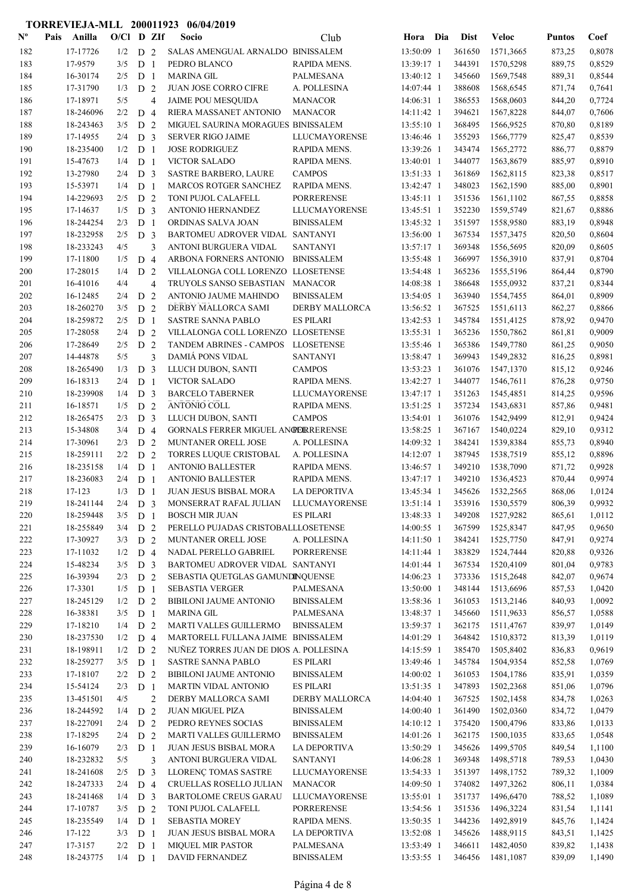# TORREVIEJA-MLL 200011923 06/04/2019

| Nº | Pais | Anilla | O/Cl | D | ZIf | Socio | Club | Hora | Dia | Dist | Veloc | Puntos | Coef |
|---|---|---|---|---|---|---|---|---|---|---|---|---|---|
| 182 | | 17-17726 | 1/2 | D | 2 | SALAS AMENGUAL ARNALDO | BINISSALEM | 13:50:09 | 1 | 361650 | 1571,3665 | 873,25 | 0,8078 |
| 183 | | 17-9579 | 3/5 | D | 1 | PEDRO BLANCO | RAPIDA MENS. | 13:39:17 | 1 | 344391 | 1570,5298 | 889,75 | 0,8529 |
| 184 | | 16-30174 | 2/5 | D | 1 | MARINA GIL | PALMESANA | 13:40:12 | 1 | 345660 | 1569,7548 | 889,31 | 0,8544 |
| 185 | | 17-31790 | 1/3 | D | 2 | JUAN JOSE CORRO CIFRE | A. POLLESINA | 14:07:44 | 1 | 388608 | 1568,6545 | 871,74 | 0,7641 |
| 186 | | 17-18971 | 5/5 | | 4 | JAIME POU MESQUIDA | MANACOR | 14:06:31 | 1 | 386553 | 1568,0603 | 844,20 | 0,7724 |
| 187 | | 18-246096 | 2/2 | D | 4 | RIERA MASSANET ANTONIO | MANACOR | 14:11:42 | 1 | 394621 | 1567,8228 | 844,07 | 0,7606 |
| 188 | | 18-243463 | 3/5 | D | 2 | MIGUEL SAURINA MORAGUES | BINISSALEM | 13:55:10 | 1 | 368495 | 1566,9525 | 870,80 | 0,8189 |
| 189 | | 17-14955 | 2/4 | D | 3 | SERVER RIGO JAIME | LLUCMAYORENSE | 13:46:46 | 1 | 355293 | 1566,7779 | 825,47 | 0,8539 |
| 190 | | 18-235400 | 1/2 | D | 1 | JOSE RODRIGUEZ | RAPIDA MENS. | 13:39:26 | 1 | 343474 | 1565,2772 | 886,77 | 0,8879 |
| 191 | | 15-47673 | 1/4 | D | 1 | VICTOR SALADO | RAPIDA MENS. | 13:40:01 | 1 | 344077 | 1563,8679 | 885,97 | 0,8910 |
| 192 | | 13-27980 | 2/4 | D | 3 | SASTRE BARBERO, LAURE | CAMPOS | 13:51:33 | 1 | 361869 | 1562,8115 | 823,38 | 0,8517 |
| 193 | | 15-53971 | 1/4 | D | 1 | MARCOS ROTGER SANCHEZ | RAPIDA MENS. | 13:42:47 | 1 | 348023 | 1562,1590 | 885,00 | 0,8901 |
| 194 | | 14-229693 | 2/5 | D | 2 | TONI PUJOL CALAFELL | PORRERENSE | 13:45:11 | 1 | 351536 | 1561,1102 | 867,55 | 0,8858 |
| 195 | | 17-14637 | 1/5 | D | 3 | ANTONIO HERNANDEZ | LLUCMAYORENSE | 13:45:51 | 1 | 352230 | 1559,5749 | 821,67 | 0,8886 |
| 196 | | 18-244254 | 2/3 | D | 1 | ORDINAS SALVA JOAN | BINISSALEM | 13:45:32 | 1 | 351597 | 1558,9580 | 883,19 | 0,8948 |
| 197 | | 18-232958 | 2/5 | D | 3 | BARTOMEU ADROVER VIDAL | SANTANYI | 13:56:00 | 1 | 367534 | 1557,3475 | 820,50 | 0,8604 |
| 198 | | 18-233243 | 4/5 | | 3 | ANTONI BURGUERA VIDAL | SANTANYI | 13:57:17 | 1 | 369348 | 1556,5695 | 820,09 | 0,8605 |
| 199 | | 17-11800 | 1/5 | D | 4 | ARBONA FORNERS ANTONIO | BINISSALEM | 13:55:48 | 1 | 366997 | 1556,3910 | 837,91 | 0,8704 |
| 200 | | 17-28015 | 1/4 | D | 2 | VILLALONGA COLL LORENZO | LLOSETENSE | 13:54:48 | 1 | 365236 | 1555,5196 | 864,44 | 0,8790 |
| 201 | | 16-41016 | 4/4 | | 4 | TRUYOLS SANSO SEBASTIAN | MANACOR | 14:08:38 | 1 | 388648 | 1555,0932 | 837,21 | 0,8344 |
| 202 | | 16-12485 | 2/4 | D | 2 | ANTONIO JAUME MAHINDO | BINISSALEM | 13:54:05 | 1 | 363940 | 1554,7455 | 864,01 | 0,8909 |
| 203 | | 18-260270 | 3/5 | D | 2 | DERBY MALLORCA SAMI | DERBY MALLORCA | 13:56:52 | 1 | 367525 | 1551,6113 | 862,27 | 0,8866 |
| 204 | | 18-259872 | 2/5 | D | 1 | SASTRE SANNA PABLO | ES PILARI | 13:42:53 | 1 | 345784 | 1551,4125 | 878,92 | 0,9470 |
| 205 | | 17-28058 | 2/4 | D | 2 | VILLALONGA COLL LORENZO | LLOSETENSE | 13:55:31 | 1 | 365236 | 1550,7862 | 861,81 | 0,9009 |
| 206 | | 17-28649 | 2/5 | D | 2 | TANDEM ABRINES - CAMPOS | LLOSETENSE | 13:55:46 | 1 | 365386 | 1549,7780 | 861,25 | 0,9050 |
| 207 | | 14-44878 | 5/5 | | 3 | DAMIÁ PONS VIDAL | SANTANYI | 13:58:47 | 1 | 369943 | 1549,2832 | 816,25 | 0,8981 |
| 208 | | 18-265490 | 1/3 | D | 3 | LLUCH DUBON, SANTI | CAMPOS | 13:53:23 | 1 | 361076 | 1547,1370 | 815,12 | 0,9246 |
| 209 | | 16-18313 | 2/4 | D | 1 | VICTOR SALADO | RAPIDA MENS. | 13:42:27 | 1 | 344077 | 1546,7611 | 876,28 | 0,9750 |
| 210 | | 18-239908 | 1/4 | D | 3 | BARCELO TABERNER | LLUCMAYORENSE | 13:47:17 | 1 | 351263 | 1545,4851 | 814,25 | 0,9596 |
| 211 | | 16-18571 | 1/5 | D | 2 | ANTOÑIO COLL | RAPIDA MENS. | 13:51:25 | 1 | 357234 | 1543,6831 | 857,86 | 0,9481 |
| 212 | | 18-265475 | 2/3 | D | 3 | LLUCH DUBON, SANTI | CAMPOS | 13:54:01 | 1 | 361076 | 1542,9499 | 812,91 | 0,9424 |
| 213 | | 15-34808 | 3/4 | D | 4 | GORNALS FERRER MIGUEL ANGEL | PORRERENSE | 13:58:25 | 1 | 367167 | 1540,0224 | 829,10 | 0,9312 |
| 214 | | 17-30961 | 2/3 | D | 2 | MUNTANER ORELL JOSE | A. POLLESINA | 14:09:32 | 1 | 384241 | 1539,8384 | 855,73 | 0,8940 |
| 215 | | 18-259111 | 2/2 | D | 2 | TORRES LUQUE CRISTOBAL | A. POLLESINA | 14:12:07 | 1 | 387945 | 1538,7519 | 855,12 | 0,8896 |
| 216 | | 18-235158 | 1/4 | D | 1 | ANTONIO BALLESTER | RAPIDA MENS. | 13:46:57 | 1 | 349210 | 1538,7090 | 871,72 | 0,9928 |
| 217 | | 18-236083 | 2/4 | D | 1 | ANTONIO BALLESTER | RAPIDA MENS. | 13:47:17 | 1 | 349210 | 1536,4523 | 870,44 | 0,9974 |
| 218 | | 17-123 | 1/3 | D | 1 | JUAN JESUS BISBAL MORA | LA DEPORTIVA | 13:45:34 | 1 | 345626 | 1532,2565 | 868,06 | 1,0124 |
| 219 | | 18-241144 | 2/4 | D | 3 | MONSERRAT RAFAL JULIAN | LLUCMAYORENSE | 13:51:14 | 1 | 353916 | 1530,5579 | 806,39 | 0,9932 |
| 220 | | 18-259448 | 3/5 | D | 1 | BOSCH MIR JUAN | ES PILARI | 13:48:33 | 1 | 349208 | 1527,9282 | 865,61 | 1,0112 |
| 221 | | 18-255849 | 3/4 | D | 2 | PERELLO PUJADAS CRISTOBAL | LLOSETENSE | 14:00:55 | 1 | 367599 | 1525,8347 | 847,95 | 0,9650 |
| 222 | | 17-30927 | 3/3 | D | 2 | MUNTANER ORELL JOSE | A. POLLESINA | 14:11:50 | 1 | 384241 | 1525,7750 | 847,91 | 0,9274 |
| 223 | | 17-11032 | 1/2 | D | 4 | NADAL PERELLO GABRIEL | PORRERENSE | 14:11:44 | 1 | 383829 | 1524,7444 | 820,88 | 0,9326 |
| 224 | | 15-48234 | 3/5 | D | 3 | BARTOMEU ADROVER VIDAL | SANTANYI | 14:01:44 | 1 | 367534 | 1520,4109 | 801,04 | 0,9783 |
| 225 | | 16-39394 | 2/3 | D | 2 | SEBASTIA QUETGLAS GAMUNDI | INQUENSE | 14:06:23 | 1 | 373336 | 1515,2648 | 842,07 | 0,9674 |
| 226 | | 17-3301 | 1/5 | D | 1 | SEBASTIA VERGER | PALMESANA | 13:50:00 | 1 | 348144 | 1513,6696 | 857,53 | 1,0420 |
| 227 | | 18-245129 | 1/2 | D | 2 | BIBILONI JAUME ANTONIO | BINISSALEM | 13:58:36 | 1 | 361053 | 1513,2146 | 840,93 | 1,0092 |
| 228 | | 16-38381 | 3/5 | D | 1 | MARINA GIL | PALMESANA | 13:48:37 | 1 | 345660 | 1511,9633 | 856,57 | 1,0588 |
| 229 | | 17-18210 | 1/4 | D | 2 | MARTI VALLES GUILLERMO | BINISSALEM | 13:59:37 | 1 | 362175 | 1511,4767 | 839,97 | 1,0149 |
| 230 | | 18-237530 | 1/2 | D | 4 | MARTORELL FULLANA JAIME | BINISSALEM | 14:01:29 | 1 | 364842 | 1510,8372 | 813,39 | 1,0119 |
| 231 | | 18-198911 | 1/2 | D | 2 | NUÑEZ TORRES JUAN DE DIOS | A. POLLESINA | 14:15:59 | 1 | 385470 | 1505,8402 | 836,83 | 0,9619 |
| 232 | | 18-259277 | 3/5 | D | 1 | SASTRE SANNA PABLO | ES PILARI | 13:49:46 | 1 | 345784 | 1504,9354 | 852,58 | 1,0769 |
| 233 | | 17-18107 | 2/2 | D | 2 | BIBILONI JAUME ANTONIO | BINISSALEM | 14:00:02 | 1 | 361053 | 1504,1786 | 835,91 | 1,0359 |
| 234 | | 15-54124 | 2/3 | D | 1 | MARTIN VIDAL ANTONIO | ES PILARI | 13:51:35 | 1 | 347893 | 1502,2368 | 851,06 | 1,0796 |
| 235 | | 13-451501 | 4/5 | | 2 | DERBY MALLORCA SAMI | DERBY MALLORCA | 14:04:40 | 1 | 367525 | 1502,1458 | 834,78 | 1,0263 |
| 236 | | 18-244592 | 1/4 | D | 2 | JUAN MIGUEL PIZA | BINISSALEM | 14:00:40 | 1 | 361490 | 1502,0360 | 834,72 | 1,0479 |
| 237 | | 18-227091 | 2/4 | D | 2 | PEDRO REYNES SOCIAS | BINISSALEM | 14:10:12 | 1 | 375420 | 1500,4796 | 833,86 | 1,0133 |
| 238 | | 17-18295 | 2/4 | D | 2 | MARTI VALLES GUILLERMO | BINISSALEM | 14:01:26 | 1 | 362175 | 1500,1035 | 833,65 | 1,0548 |
| 239 | | 16-16079 | 2/3 | D | 1 | JUAN JESUS BISBAL MORA | LA DEPORTIVA | 13:50:29 | 1 | 345626 | 1499,5705 | 849,54 | 1,1100 |
| 240 | | 18-232832 | 5/5 | | 3 | ANTONI BURGUERA VIDAL | SANTANYI | 14:06:28 | 1 | 369348 | 1498,5718 | 789,53 | 1,0430 |
| 241 | | 18-241608 | 2/5 | D | 3 | LLORENÇ TOMAS SASTRE | LLUCMAYORENSE | 13:54:33 | 1 | 351397 | 1498,1752 | 789,32 | 1,1009 |
| 242 | | 18-247333 | 2/4 | D | 4 | CRUELLAS ROSELLO JULIAN | MANACOR | 14:09:50 | 1 | 374082 | 1497,3262 | 806,11 | 1,0384 |
| 243 | | 18-241468 | 1/4 | D | 3 | BARTOLOME CREUS GARAU | LLUCMAYORENSE | 13:55:01 | 1 | 351737 | 1496,6470 | 788,52 | 1,1089 |
| 244 | | 17-10787 | 3/5 | D | 2 | TONI PUJOL CALAFELL | PORRERENSE | 13:54:56 | 1 | 351536 | 1496,3224 | 831,54 | 1,1141 |
| 245 | | 18-235549 | 1/4 | D | 1 | SEBASTIA MOREY | RAPIDA MENS. | 13:50:35 | 1 | 344236 | 1492,8919 | 845,76 | 1,1424 |
| 246 | | 17-122 | 3/3 | D | 1 | JUAN JESUS BISBAL MORA | LA DEPORTIVA | 13:52:08 | 1 | 345626 | 1488,9115 | 843,51 | 1,1425 |
| 247 | | 17-3157 | 2/2 | D | 1 | MIQUEL MIR PASTOR | PALMESANA | 13:53:49 | 1 | 346611 | 1482,4050 | 839,82 | 1,1438 |
| 248 | | 18-243775 | 1/4 | D | 1 | DAVID FERNANDEZ | BINISSALEM | 13:53:55 | 1 | 346456 | 1481,1087 | 839,09 | 1,1490 |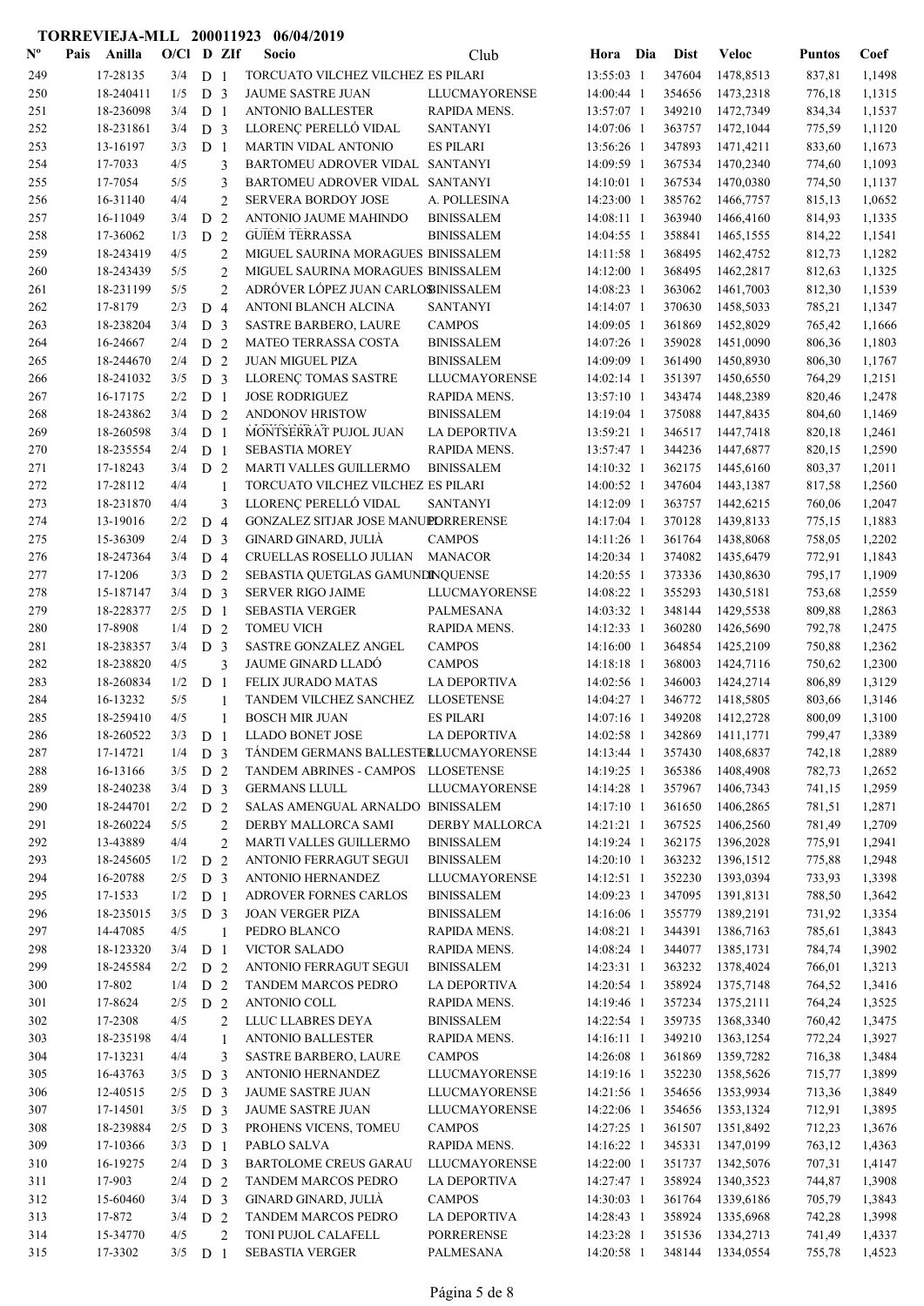**TORREVIEJA-MLL 200011923 06/04/2019**

| Nº | Pais | Anilla | O/Cl | D | ZIf | Socio | Club | Hora | Dia | Dist | Veloc | Puntos | Coef |
|---|---|---|---|---|---|---|---|---|---|---|---|---|---|
| 249 | | 17-28135 | 3/4 | D | 1 | TORCUATO VILCHEZ VILCHEZ | ES PILARI | 13:55:03 | 1 | 347604 | 1478,8513 | 837,81 | 1,1498 |
| 250 | | 18-240411 | 1/5 | D | 3 | JAUME SASTRE JUAN | LLUCMAYORENSE | 14:00:44 | 1 | 354656 | 1473,2318 | 776,18 | 1,1315 |
| 251 | | 18-236098 | 3/4 | D | 1 | ANTONIO BALLESTER | RAPIDA MENS. | 13:57:07 | 1 | 349210 | 1472,7349 | 834,34 | 1,1537 |
| 252 | | 18-231861 | 3/4 | D | 3 | LLORENÇ PERELLÓ VIDAL | SANTANYI | 14:07:06 | 1 | 363757 | 1472,1044 | 775,59 | 1,1120 |
| 253 | | 13-16197 | 3/3 | D | 1 | MARTIN VIDAL ANTONIO | ES PILARI | 13:56:26 | 1 | 347893 | 1471,4211 | 833,60 | 1,1673 |
| 254 | | 17-7033 | 4/5 | | 3 | BARTOMEU ADROVER VIDAL | SANTANYI | 14:09:59 | 1 | 367534 | 1470,2340 | 774,60 | 1,1093 |
| 255 | | 17-7054 | 5/5 | | 3 | BARTOMEU ADROVER VIDAL | SANTANYI | 14:10:01 | 1 | 367534 | 1470,0380 | 774,50 | 1,1137 |
| 256 | | 16-31140 | 4/4 | | 2 | SERVERA BORDOY JOSE | A. POLLESINA | 14:23:00 | 1 | 385762 | 1466,7757 | 815,13 | 1,0652 |
| 257 | | 16-11049 | 3/4 | D | 2 | ANTONIO JAUME MAHINDO | BINISSALEM | 14:08:11 | 1 | 363940 | 1466,4160 | 814,93 | 1,1335 |
| 258 | | 17-36062 | 1/3 | D | 2 | GUIEM TERRASSA | BINISSALEM | 14:04:55 | 1 | 358841 | 1465,1555 | 814,22 | 1,1541 |
| 259 | | 18-243419 | 4/5 | | 2 | MIGUEL SAURINA MORAGUES | BINISSALEM | 14:11:58 | 1 | 368495 | 1462,4752 | 812,73 | 1,1282 |
| 260 | | 18-243439 | 5/5 | | 2 | MIGUEL SAURINA MORAGUES | BINISSALEM | 14:12:00 | 1 | 368495 | 1462,2817 | 812,63 | 1,1325 |
| 261 | | 18-231199 | 5/5 | | 2 | ADRÓVER LÓPEZ JUAN CARLOS | BINISSALEM | 14:08:23 | 1 | 363062 | 1461,7003 | 812,30 | 1,1539 |
| 262 | | 17-8179 | 2/3 | D | 4 | ANTONI BLANCH ALCINA | SANTANYI | 14:14:07 | 1 | 370630 | 1458,5033 | 785,21 | 1,1347 |
| 263 | | 18-238204 | 3/4 | D | 3 | SASTRE BARBERO, LAURE | CAMPOS | 14:09:05 | 1 | 361869 | 1452,8029 | 765,42 | 1,1666 |
| 264 | | 16-24667 | 2/4 | D | 2 | MATEO TERRASSA COSTA | BINISSALEM | 14:07:26 | 1 | 359028 | 1451,0090 | 806,36 | 1,1803 |
| 265 | | 18-244670 | 2/4 | D | 2 | JUAN MIGUEL PIZA | BINISSALEM | 14:09:09 | 1 | 361490 | 1450,8930 | 806,30 | 1,1767 |
| 266 | | 18-241032 | 3/5 | D | 3 | LLORENÇ TOMAS SASTRE | LLUCMAYORENSE | 14:02:14 | 1 | 351397 | 1450,6550 | 764,29 | 1,2151 |
| 267 | | 16-17175 | 2/2 | D | 1 | JOSE RODRIGUEZ | RAPIDA MENS. | 13:57:10 | 1 | 343474 | 1448,2389 | 820,46 | 1,2478 |
| 268 | | 18-243862 | 3/4 | D | 2 | ANDONOV HRISTOW | BINISSALEM | 14:19:04 | 1 | 375088 | 1447,8435 | 804,60 | 1,1469 |
| 269 | | 18-260598 | 3/4 | D | 1 | MONTSERRAT PUJOL JUAN | LA DEPORTIVA | 13:59:21 | 1 | 346517 | 1447,7418 | 820,18 | 1,2461 |
| 270 | | 18-235554 | 2/4 | D | 1 | SEBASTIA MOREY | RAPIDA MENS. | 13:57:47 | 1 | 344236 | 1447,6877 | 820,15 | 1,2590 |
| 271 | | 17-18243 | 3/4 | D | 2 | MARTI VALLES GUILLERMO | BINISSALEM | 14:10:32 | 1 | 362175 | 1445,6160 | 803,37 | 1,2011 |
| 272 | | 17-28112 | 4/4 | | 1 | TORCUATO VILCHEZ VILCHEZ | ES PILARI | 14:00:52 | 1 | 347604 | 1443,1387 | 817,58 | 1,2560 |
| 273 | | 18-231870 | 4/4 | | 3 | LLORENÇ PERELLÓ VIDAL | SANTANYI | 14:12:09 | 1 | 363757 | 1442,6215 | 760,06 | 1,2047 |
| 274 | | 13-19016 | 2/2 | D | 4 | GONZALEZ SITJAR JOSE MANUEL | PORRERENSE | 14:17:04 | 1 | 370128 | 1439,8133 | 775,15 | 1,1883 |
| 275 | | 15-36309 | 2/4 | D | 3 | GINARD GINARD, JULIÀ | CAMPOS | 14:11:26 | 1 | 361764 | 1438,8068 | 758,05 | 1,2202 |
| 276 | | 18-247364 | 3/4 | D | 4 | CRUELLAS ROSELLO JULIAN | MANACOR | 14:20:34 | 1 | 374082 | 1435,6479 | 772,91 | 1,1843 |
| 277 | | 17-1206 | 3/3 | D | 2 | SEBASTIA QUETGLAS GAMUNDI | INQUENSE | 14:20:55 | 1 | 373336 | 1430,8630 | 795,17 | 1,1909 |
| 278 | | 15-187147 | 3/4 | D | 3 | SERVER RIGO JAIME | LLUCMAYORENSE | 14:08:22 | 1 | 355293 | 1430,5181 | 753,68 | 1,2559 |
| 279 | | 18-228377 | 2/5 | D | 1 | SEBASTIA VERGER | PALMESANA | 14:03:32 | 1 | 348144 | 1429,5538 | 809,88 | 1,2863 |
| 280 | | 17-8908 | 1/4 | D | 2 | TOMEU VICH | RAPIDA MENS. | 14:12:33 | 1 | 360280 | 1426,5690 | 792,78 | 1,2475 |
| 281 | | 18-238357 | 3/4 | D | 3 | SASTRE GONZALEZ ANGEL | CAMPOS | 14:16:00 | 1 | 364854 | 1425,2109 | 750,88 | 1,2362 |
| 282 | | 18-238820 | 4/5 | | 3 | JAUME GINARD LLADÓ | CAMPOS | 14:18:18 | 1 | 368003 | 1424,7116 | 750,62 | 1,2300 |
| 283 | | 18-260834 | 1/2 | D | 1 | FELIX JURADO MATAS | LA DEPORTIVA | 14:02:56 | 1 | 346003 | 1424,2714 | 806,89 | 1,3129 |
| 284 | | 16-13232 | 5/5 | | 1 | TANDEM VILCHEZ SANCHEZ | LLOSETENSE | 14:04:27 | 1 | 346772 | 1418,5805 | 803,66 | 1,3146 |
| 285 | | 18-259410 | 4/5 | | 1 | BOSCH MIR JUAN | ES PILARI | 14:07:16 | 1 | 349208 | 1412,2728 | 800,09 | 1,3100 |
| 286 | | 18-260522 | 3/3 | D | 1 | LLADO BONET JOSE | LA DEPORTIVA | 14:02:58 | 1 | 342869 | 1411,1771 | 799,47 | 1,3389 |
| 287 | | 17-14721 | 1/4 | D | 3 | TÁNDEM GERMANS BALLESTER | LLUCMAYORENSE | 14:13:44 | 1 | 357430 | 1408,6837 | 742,18 | 1,2889 |
| 288 | | 16-13166 | 3/5 | D | 2 | TANDEM ABRINES - CAMPOS | LLOSETENSE | 14:19:25 | 1 | 365386 | 1408,4908 | 782,73 | 1,2652 |
| 289 | | 18-240238 | 3/4 | D | 3 | GERMANS LLULL | LLUCMAYORENSE | 14:14:28 | 1 | 357967 | 1406,7343 | 741,15 | 1,2959 |
| 290 | | 18-244701 | 2/2 | D | 2 | SALAS AMENGUAL ARNALDO | BINISSALEM | 14:17:10 | 1 | 361650 | 1406,2865 | 781,51 | 1,2871 |
| 291 | | 18-260224 | 5/5 | | 2 | DERBY MALLORCA SAMI | DERBY MALLORCA | 14:21:21 | 1 | 367525 | 1406,2560 | 781,49 | 1,2709 |
| 292 | | 13-43889 | 4/4 | | 2 | MARTI VALLES GUILLERMO | BINISSALEM | 14:19:24 | 1 | 362175 | 1396,2028 | 775,91 | 1,2941 |
| 293 | | 18-245605 | 1/2 | D | 2 | ANTONIO FERRAGUT SEGUI | BINISSALEM | 14:20:10 | 1 | 363232 | 1396,1512 | 775,88 | 1,2948 |
| 294 | | 16-20788 | 2/5 | D | 3 | ANTONIO HERNANDEZ | LLUCMAYORENSE | 14:12:51 | 1 | 352230 | 1393,0394 | 733,93 | 1,3398 |
| 295 | | 17-1533 | 1/2 | D | 1 | ADROVER FORNES CARLOS | BINISSALEM | 14:09:23 | 1 | 347095 | 1391,8131 | 788,50 | 1,3642 |
| 296 | | 18-235015 | 3/5 | D | 3 | JOAN VERGER PIZA | BINISSALEM | 14:16:06 | 1 | 355779 | 1389,2191 | 731,92 | 1,3354 |
| 297 | | 14-47085 | 4/5 | | 1 | PEDRO BLANCO | RAPIDA MENS. | 14:08:21 | 1 | 344391 | 1386,7163 | 785,61 | 1,3843 |
| 298 | | 18-123320 | 3/4 | D | 1 | VICTOR SALADO | RAPIDA MENS. | 14:08:24 | 1 | 344077 | 1385,1731 | 784,74 | 1,3902 |
| 299 | | 18-245584 | 2/2 | D | 2 | ANTONIO FERRAGUT SEGUI | BINISSALEM | 14:23:31 | 1 | 363232 | 1378,4024 | 766,01 | 1,3213 |
| 300 | | 17-802 | 1/4 | D | 2 | TANDEM MARCOS PEDRO | LA DEPORTIVA | 14:20:54 | 1 | 358924 | 1375,7148 | 764,52 | 1,3416 |
| 301 | | 17-8624 | 2/5 | D | 2 | ANTONIO COLL | RAPIDA MENS. | 14:19:46 | 1 | 357234 | 1375,2111 | 764,24 | 1,3525 |
| 302 | | 17-2308 | 4/5 | | 2 | LLUC LLABRES DEYA | BINISSALEM | 14:22:54 | 1 | 359735 | 1368,3340 | 760,42 | 1,3475 |
| 303 | | 18-235198 | 4/4 | | 1 | ANTONIO BALLESTER | RAPIDA MENS. | 14:16:11 | 1 | 349210 | 1363,1254 | 772,24 | 1,3927 |
| 304 | | 17-13231 | 4/4 | | 3 | SASTRE BARBERO, LAURE | CAMPOS | 14:26:08 | 1 | 361869 | 1359,7282 | 716,38 | 1,3484 |
| 305 | | 16-43763 | 3/5 | D | 3 | ANTONIO HERNANDEZ | LLUCMAYORENSE | 14:19:16 | 1 | 352230 | 1358,5626 | 715,77 | 1,3899 |
| 306 | | 12-40515 | 2/5 | D | 3 | JAUME SASTRE JUAN | LLUCMAYORENSE | 14:21:56 | 1 | 354656 | 1353,9934 | 713,36 | 1,3849 |
| 307 | | 17-14501 | 3/5 | D | 3 | JAUME SASTRE JUAN | LLUCMAYORENSE | 14:22:06 | 1 | 354656 | 1353,1324 | 712,91 | 1,3895 |
| 308 | | 18-239884 | 2/5 | D | 3 | PROHENS VICENS, TOMEU | CAMPOS | 14:27:25 | 1 | 361507 | 1351,8492 | 712,23 | 1,3676 |
| 309 | | 17-10366 | 3/3 | D | 1 | PABLO SALVA | RAPIDA MENS. | 14:16:22 | 1 | 345331 | 1347,0199 | 763,12 | 1,4363 |
| 310 | | 16-19275 | 2/4 | D | 3 | BARTOLOME CREUS GARAU | LLUCMAYORENSE | 14:22:00 | 1 | 351737 | 1342,5076 | 707,31 | 1,4147 |
| 311 | | 17-903 | 2/4 | D | 2 | TANDEM MARCOS PEDRO | LA DEPORTIVA | 14:27:47 | 1 | 358924 | 1340,3523 | 744,87 | 1,3908 |
| 312 | | 15-60460 | 3/4 | D | 3 | GINARD GINARD, JULIÀ | CAMPOS | 14:30:03 | 1 | 361764 | 1339,6186 | 705,79 | 1,3843 |
| 313 | | 17-872 | 3/4 | D | 2 | TANDEM MARCOS PEDRO | LA DEPORTIVA | 14:28:43 | 1 | 358924 | 1335,6968 | 742,28 | 1,3998 |
| 314 | | 15-34770 | 4/5 | | 2 | TONI PUJOL CALAFELL | PORRERENSE | 14:23:28 | 1 | 351536 | 1334,2713 | 741,49 | 1,4337 |
| 315 | | 17-3302 | 3/5 | D | 1 | SEBASTIA VERGER | PALMESANA | 14:20:58 | 1 | 348144 | 1334,0554 | 755,78 | 1,4523 |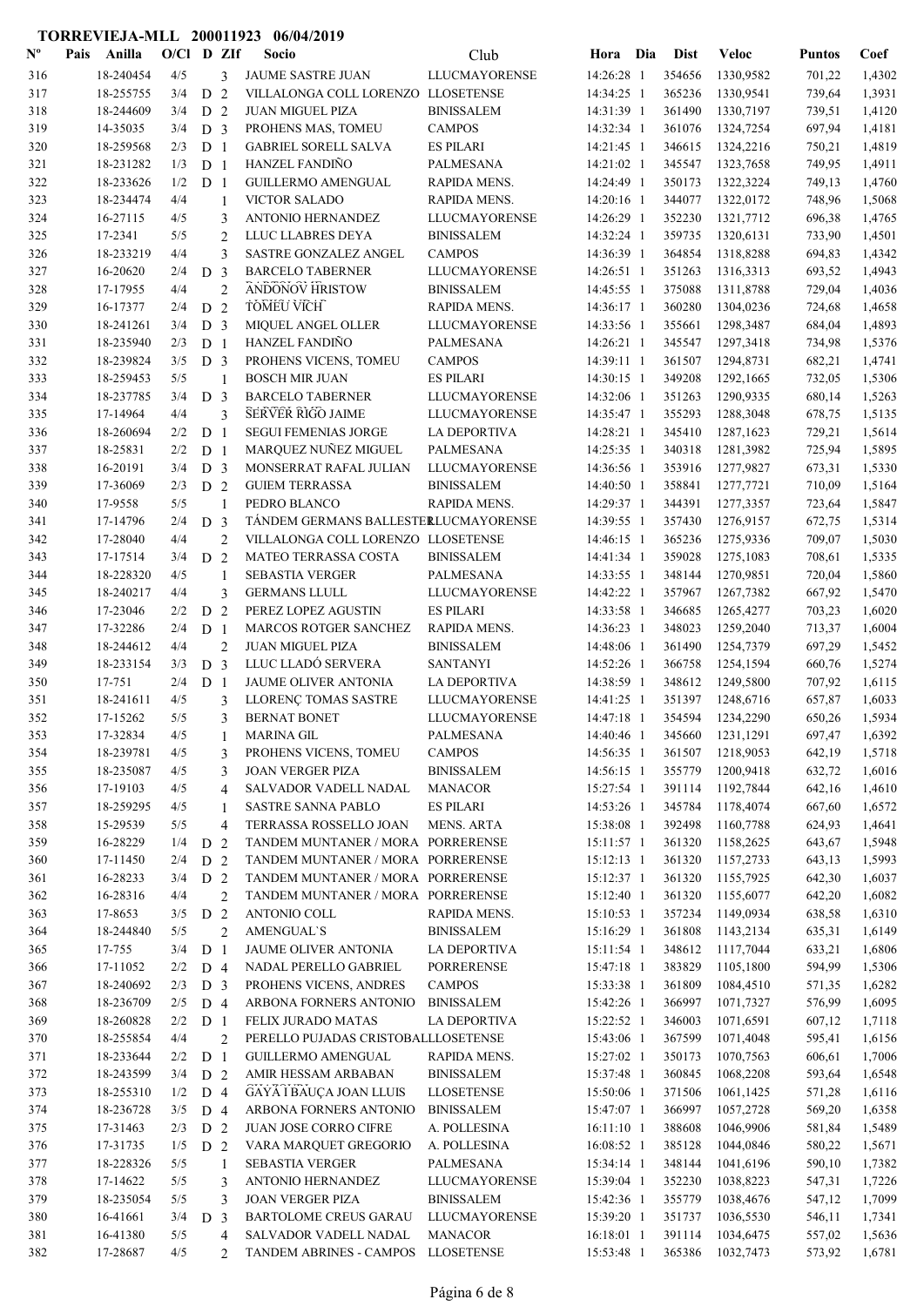# TORREVIEJA-MLL 200011923 06/04/2019

| Nº | Pais | Anilla | O/Cl | D | ZIf | Socio | Club | Hora | Dia | Dist | Veloc | Puntos | Coef |
|---|---|---|---|---|---|---|---|---|---|---|---|---|---|
| 316 | | 18-240454 | 4/5 | | 3 | JAUME SASTRE JUAN | LLUCMAYORENSE | 14:26:28 | 1 | 354656 | 1330,9582 | 701,22 | 1,4302 |
| 317 | | 18-255755 | 3/4 | D | 2 | VILLALONGA COLL LORENZO | LLOSETENSE | 14:34:25 | 1 | 365236 | 1330,9541 | 739,64 | 1,3931 |
| 318 | | 18-244609 | 3/4 | D | 2 | JUAN MIGUEL PIZA | BINISSALEM | 14:31:39 | 1 | 361490 | 1330,7197 | 739,51 | 1,4120 |
| 319 | | 14-35035 | 3/4 | D | 3 | PROHENS MAS, TOMEU | CAMPOS | 14:32:34 | 1 | 361076 | 1324,7254 | 697,94 | 1,4181 |
| 320 | | 18-259568 | 2/3 | D | 1 | GABRIEL SORELL SALVA | ES PILARI | 14:21:45 | 1 | 346615 | 1324,2216 | 750,21 | 1,4819 |
| 321 | | 18-231282 | 1/3 | D | 1 | HANZEL FANDIÑO | PALMESANA | 14:21:02 | 1 | 345547 | 1323,7658 | 749,95 | 1,4911 |
| 322 | | 18-233626 | 1/2 | D | 1 | GUILLERMO AMENGUAL | RAPIDA MENS. | 14:24:49 | 1 | 350173 | 1322,3224 | 749,13 | 1,4760 |
| 323 | | 18-234474 | 4/4 | | 1 | VICTOR SALADO | RAPIDA MENS. | 14:20:16 | 1 | 344077 | 1322,0172 | 748,96 | 1,5068 |
| 324 | | 16-27115 | 4/5 | | 3 | ANTONIO HERNANDEZ | LLUCMAYORENSE | 14:26:29 | 1 | 352230 | 1321,7712 | 696,38 | 1,4765 |
| 325 | | 17-2341 | 5/5 | | 2 | LLUC LLABRES DEYA | BINISSALEM | 14:32:24 | 1 | 359735 | 1320,6131 | 733,90 | 1,4501 |
| 326 | | 18-233219 | 4/4 | | 3 | SASTRE GONZALEZ ANGEL | CAMPOS | 14:36:39 | 1 | 364854 | 1318,8288 | 694,83 | 1,4342 |
| 327 | | 16-20620 | 2/4 | D | 3 | BARCELO TABERNER | LLUCMAYORENSE | 14:26:51 | 1 | 351263 | 1316,3313 | 693,52 | 1,4943 |
| 328 | | 17-17955 | 4/4 | | 2 | ANDONOV HRISTOW | BINISSALEM | 14:45:55 | 1 | 375088 | 1311,8788 | 729,04 | 1,4036 |
| 329 | | 16-17377 | 2/4 | D | 2 | TOMEU VICH | RAPIDA MENS. | 14:36:17 | 1 | 360280 | 1304,0236 | 724,68 | 1,4658 |
| 330 | | 18-241261 | 3/4 | D | 3 | MIQUEL ANGEL OLLER | LLUCMAYORENSE | 14:33:56 | 1 | 355661 | 1298,3487 | 684,04 | 1,4893 |
| 331 | | 18-235940 | 2/3 | D | 1 | HANZEL FANDIÑO | PALMESANA | 14:26:21 | 1 | 345547 | 1297,3418 | 734,98 | 1,5376 |
| 332 | | 18-239824 | 3/5 | D | 3 | PROHENS VICENS, TOMEU | CAMPOS | 14:39:11 | 1 | 361507 | 1294,8731 | 682,21 | 1,4741 |
| 333 | | 18-259453 | 5/5 | | 1 | BOSCH MIR JUAN | ES PILARI | 14:30:15 | 1 | 349208 | 1292,1665 | 732,05 | 1,5306 |
| 334 | | 18-237785 | 3/4 | D | 3 | BARCELO TABERNER | LLUCMAYORENSE | 14:32:06 | 1 | 351263 | 1290,9335 | 680,14 | 1,5263 |
| 335 | | 17-14964 | 4/4 | | 3 | SERVER RIGO JAIME | LLUCMAYORENSE | 14:35:47 | 1 | 355293 | 1288,3048 | 678,75 | 1,5135 |
| 336 | | 18-260694 | 2/2 | D | 1 | SEGUI FEMENIAS JORGE | LA DEPORTIVA | 14:28:21 | 1 | 345410 | 1287,1623 | 729,21 | 1,5614 |
| 337 | | 18-25831 | 2/2 | D | 1 | MARQUEZ NUÑEZ MIGUEL | PALMESANA | 14:25:35 | 1 | 340318 | 1281,3982 | 725,94 | 1,5895 |
| 338 | | 16-20191 | 3/4 | D | 3 | MONSERRAT RAFAL JULIAN | LLUCMAYORENSE | 14:36:56 | 1 | 353916 | 1277,9827 | 673,31 | 1,5330 |
| 339 | | 17-36069 | 2/3 | D | 2 | GUIEM TERRASSA | BINISSALEM | 14:40:50 | 1 | 358841 | 1277,7721 | 710,09 | 1,5164 |
| 340 | | 17-9558 | 5/5 | | 1 | PEDRO BLANCO | RAPIDA MENS. | 14:29:37 | 1 | 344391 | 1277,3357 | 723,64 | 1,5847 |
| 341 | | 17-14796 | 2/4 | D | 3 | TÁNDEM GERMANS BALLESTER | LLUCMAYORENSE | 14:39:55 | 1 | 357430 | 1276,9157 | 672,75 | 1,5314 |
| 342 | | 17-28040 | 4/4 | | 2 | VILLALONGA COLL LORENZO | LLOSETENSE | 14:46:15 | 1 | 365236 | 1275,9336 | 709,07 | 1,5030 |
| 343 | | 17-17514 | 3/4 | D | 2 | MATEO TERRASSA COSTA | BINISSALEM | 14:41:34 | 1 | 359028 | 1275,1083 | 708,61 | 1,5335 |
| 344 | | 18-228320 | 4/5 | | 1 | SEBASTIA VERGER | PALMESANA | 14:33:55 | 1 | 348144 | 1270,9851 | 720,04 | 1,5860 |
| 345 | | 18-240217 | 4/4 | | 3 | GERMANS LLULL | LLUCMAYORENSE | 14:42:22 | 1 | 357967 | 1267,7382 | 667,92 | 1,5470 |
| 346 | | 17-23046 | 2/2 | D | 2 | PEREZ LOPEZ AGUSTIN | ES PILARI | 14:33:58 | 1 | 346685 | 1265,4277 | 703,23 | 1,6020 |
| 347 | | 17-32286 | 2/4 | D | 1 | MARCOS ROTGER SANCHEZ | RAPIDA MENS. | 14:36:23 | 1 | 348023 | 1259,2040 | 713,37 | 1,6004 |
| 348 | | 18-244612 | 4/4 | | 2 | JUAN MIGUEL PIZA | BINISSALEM | 14:48:06 | 1 | 361490 | 1254,7379 | 697,29 | 1,5452 |
| 349 | | 18-233154 | 3/3 | D | 3 | LLUC LLADÓ SERVERA | SANTANYI | 14:52:26 | 1 | 366758 | 1254,1594 | 660,76 | 1,5274 |
| 350 | | 17-751 | 2/4 | D | 1 | JAUME OLIVER ANTONIA | LA DEPORTIVA | 14:38:59 | 1 | 348612 | 1249,5800 | 707,92 | 1,6115 |
| 351 | | 18-241611 | 4/5 | | 3 | LLORENÇ TOMAS SASTRE | LLUCMAYORENSE | 14:41:25 | 1 | 351397 | 1248,6716 | 657,87 | 1,6033 |
| 352 | | 17-15262 | 5/5 | | 3 | BERNAT BONET | LLUCMAYORENSE | 14:47:18 | 1 | 354594 | 1234,2290 | 650,26 | 1,5934 |
| 353 | | 17-32834 | 4/5 | | 1 | MARINA GIL | PALMESANA | 14:40:46 | 1 | 345660 | 1231,1291 | 697,47 | 1,6392 |
| 354 | | 18-239781 | 4/5 | | 3 | PROHENS VICENS, TOMEU | CAMPOS | 14:56:35 | 1 | 361507 | 1218,9053 | 642,19 | 1,5718 |
| 355 | | 18-235087 | 4/5 | | 3 | JOAN VERGER PIZA | BINISSALEM | 14:56:15 | 1 | 355779 | 1200,9418 | 632,72 | 1,6016 |
| 356 | | 17-19103 | 4/5 | | 4 | SALVADOR VADELL NADAL | MANACOR | 15:27:54 | 1 | 391114 | 1192,7844 | 642,16 | 1,4610 |
| 357 | | 18-259295 | 4/5 | | 1 | SASTRE SANNA PABLO | ES PILARI | 14:53:26 | 1 | 345784 | 1178,4074 | 667,60 | 1,6572 |
| 358 | | 15-29539 | 5/5 | | 4 | TERRASSA ROSSELLO JOAN | MENS. ARTA | 15:38:08 | 1 | 392498 | 1160,7788 | 624,93 | 1,4641 |
| 359 | | 16-28229 | 1/4 | D | 2 | TANDEM MUNTANER / MORA | PORRERENSE | 15:11:57 | 1 | 361320 | 1158,2625 | 643,67 | 1,5948 |
| 360 | | 17-11450 | 2/4 | D | 2 | TANDEM MUNTANER / MORA | PORRERENSE | 15:12:13 | 1 | 361320 | 1157,2733 | 643,13 | 1,5993 |
| 361 | | 16-28233 | 3/4 | D | 2 | TANDEM MUNTANER / MORA | PORRERENSE | 15:12:37 | 1 | 361320 | 1155,7925 | 642,30 | 1,6037 |
| 362 | | 16-28316 | 4/4 | | 2 | TANDEM MUNTANER / MORA | PORRERENSE | 15:12:40 | 1 | 361320 | 1155,6077 | 642,20 | 1,6082 |
| 363 | | 17-8653 | 3/5 | D | 2 | ANTONIO COLL | RAPIDA MENS. | 15:10:53 | 1 | 357234 | 1149,0934 | 638,58 | 1,6310 |
| 364 | | 18-244840 | 5/5 | | 2 | AMENGUAL`S | BINISSALEM | 15:16:29 | 1 | 361808 | 1143,2134 | 635,31 | 1,6149 |
| 365 | | 17-755 | 3/4 | D | 1 | JAUME OLIVER ANTONIA | LA DEPORTIVA | 15:11:54 | 1 | 348612 | 1117,7044 | 633,21 | 1,6806 |
| 366 | | 17-11052 | 2/2 | D | 4 | NADAL PERELLO GABRIEL | PORRERENSE | 15:47:18 | 1 | 383829 | 1105,1800 | 594,99 | 1,5306 |
| 367 | | 18-240692 | 2/3 | D | 3 | PROHENS VICENS, ANDRES | CAMPOS | 15:33:38 | 1 | 361809 | 1084,4510 | 571,35 | 1,6282 |
| 368 | | 18-236709 | 2/5 | D | 4 | ARBONA FORNERS ANTONIO | BINISSALEM | 15:42:26 | 1 | 366997 | 1071,7327 | 576,99 | 1,6095 |
| 369 | | 18-260828 | 2/2 | D | 1 | FELIX JURADO MATAS | LA DEPORTIVA | 15:22:52 | 1 | 346003 | 1071,6591 | 607,12 | 1,7118 |
| 370 | | 18-255854 | 4/4 | | 2 | PERELLO PUJADAS CRISTOBAL | LLOSETENSE | 15:43:06 | 1 | 367599 | 1071,4048 | 595,41 | 1,6156 |
| 371 | | 18-233644 | 2/2 | D | 1 | GUILLERMO AMENGUAL | RAPIDA MENS. | 15:27:02 | 1 | 350173 | 1070,7563 | 606,61 | 1,7006 |
| 372 | | 18-243599 | 3/4 | D | 2 | AMIR HESSAM ARBABAN | BINISSALEM | 15:37:48 | 1 | 360845 | 1068,2208 | 593,64 | 1,6548 |
| 373 | | 18-255310 | 1/2 | D | 4 | GAYA I BAUÇA JOAN LLUIS | LLOSETENSE | 15:50:06 | 1 | 371506 | 1061,1425 | 571,28 | 1,6116 |
| 374 | | 18-236728 | 3/5 | D | 4 | ARBONA FORNERS ANTONIO | BINISSALEM | 15:47:07 | 1 | 366997 | 1057,2728 | 569,20 | 1,6358 |
| 375 | | 17-31463 | 2/3 | D | 2 | JUAN JOSE CORRO CIFRE | A. POLLESINA | 16:11:10 | 1 | 388608 | 1046,9906 | 581,84 | 1,5489 |
| 376 | | 17-31735 | 1/5 | D | 2 | VARA MARQUET GREGORIO | A. POLLESINA | 16:08:52 | 1 | 385128 | 1044,0846 | 580,22 | 1,5671 |
| 377 | | 18-228326 | 5/5 | | 1 | SEBASTIA VERGER | PALMESANA | 15:34:14 | 1 | 348144 | 1041,6196 | 590,10 | 1,7382 |
| 378 | | 17-14622 | 5/5 | | 3 | ANTONIO HERNANDEZ | LLUCMAYORENSE | 15:39:04 | 1 | 352230 | 1038,8223 | 547,31 | 1,7226 |
| 379 | | 18-235054 | 5/5 | | 3 | JOAN VERGER PIZA | BINISSALEM | 15:42:36 | 1 | 355779 | 1038,4676 | 547,12 | 1,7099 |
| 380 | | 16-41661 | 3/4 | D | 3 | BARTOLOME CREUS GARAU | LLUCMAYORENSE | 15:39:20 | 1 | 351737 | 1036,5530 | 546,11 | 1,7341 |
| 381 | | 16-41380 | 5/5 | | 4 | SALVADOR VADELL NADAL | MANACOR | 16:18:01 | 1 | 391114 | 1034,6475 | 557,02 | 1,5636 |
| 382 | | 17-28687 | 4/5 | | 2 | TANDEM ABRINES - CAMPOS | LLOSETENSE | 15:53:48 | 1 | 365386 | 1032,7473 | 573,92 | 1,6781 |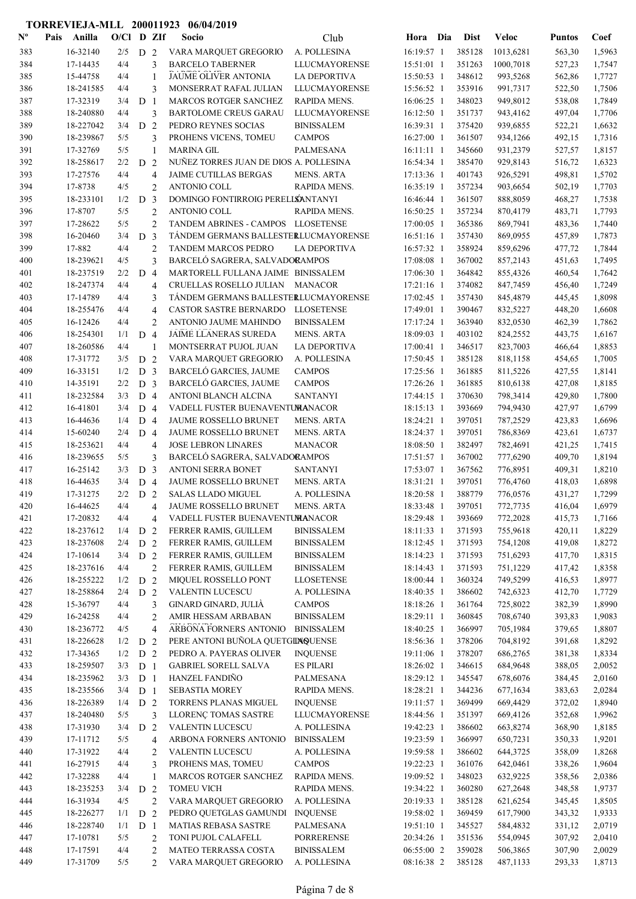# TORREVIEJA-MLL 200011923 06/04/2019

| Nº | Pais | Anilla | O/Cl | D | ZIf | Socio | Club | Hora | Dia | Dist | Veloc | Puntos | Coef |
|---|---|---|---|---|---|---|---|---|---|---|---|---|---|
| 383 | | 16-32140 | 2/5 | D | 2 | VARA MARQUET GREGORIO | A. POLLESINA | 16:19:57 | 1 | 385128 | 1013,6281 | 563,30 | 1,5963 |
| 384 | | 17-14435 | 4/4 | | 3 | BARCELO TABERNER | LLUCMAYORENSE | 15:51:01 | 1 | 351263 | 1000,7018 | 527,23 | 1,7547 |
| 385 | | 15-44758 | 4/4 | | 1 | JAUME OLIVER ANTONIA | LA DEPORTIVA | 15:50:53 | 1 | 348612 | 993,5268 | 562,86 | 1,7727 |
| 386 | | 18-241585 | 4/4 | | 3 | MONSERRAT RAFAL JULIAN | LLUCMAYORENSE | 15:56:52 | 1 | 353916 | 991,7317 | 522,50 | 1,7506 |
| 387 | | 17-32319 | 3/4 | D | 1 | MARCOS ROTGER SANCHEZ | RAPIDA MENS. | 16:06:25 | 1 | 348023 | 949,8012 | 538,08 | 1,7849 |
| 388 | | 18-240880 | 4/4 | | 3 | BARTOLOME CREUS GARAU | LLUCMAYORENSE | 16:12:50 | 1 | 351737 | 943,4162 | 497,04 | 1,7706 |
| 389 | | 18-227042 | 3/4 | D | 2 | PEDRO REYNES SOCIAS | BINISSALEM | 16:39:31 | 1 | 375420 | 939,6855 | 522,21 | 1,6632 |
| 390 | | 18-239867 | 5/5 | | 3 | PROHENS VICENS, TOMEU | CAMPOS | 16:27:00 | 1 | 361507 | 934,1266 | 492,15 | 1,7316 |
| 391 | | 17-32769 | 5/5 | | 1 | MARINA GIL | PALMESANA | 16:11:11 | 1 | 345660 | 931,2379 | 527,57 | 1,8157 |
| 392 | | 18-258617 | 2/2 | D | 2 | NUÑEZ TORRES JUAN DE DIOS | A. POLLESINA | 16:54:34 | 1 | 385470 | 929,8143 | 516,72 | 1,6323 |
| 393 | | 17-27576 | 4/4 | | 4 | JAIME CUTILLAS BERGAS | MENS. ARTA | 17:13:36 | 1 | 401743 | 926,5291 | 498,81 | 1,5702 |
| 394 | | 17-8738 | 4/5 | | 2 | ANTONIO COLL | RAPIDA MENS. | 16:35:19 | 1 | 357234 | 903,6654 | 502,19 | 1,7703 |
| 395 | | 18-233101 | 1/2 | D | 3 | DOMINGO FONTIRROIG PERELLÓ | SANTANYI | 16:46:44 | 1 | 361507 | 888,8059 | 468,27 | 1,7538 |
| 396 | | 17-8707 | 5/5 | | 2 | ANTONIO COLL | RAPIDA MENS. | 16:50:25 | 1 | 357234 | 870,4179 | 483,71 | 1,7793 |
| 397 | | 17-28622 | 5/5 | | 2 | TANDEM ABRINES - CAMPOS | LLOSETENSE | 17:00:05 | 1 | 365386 | 869,7941 | 483,36 | 1,7440 |
| 398 | | 16-20460 | 3/4 | D | 3 | TÁNDEM GERMANS BALLESTER | LLUCMAYORENSE | 16:51:16 | 1 | 357430 | 869,0955 | 457,89 | 1,7873 |
| 399 | | 17-882 | 4/4 | | 2 | TANDEM MARCOS PEDRO | LA DEPORTIVA | 16:57:32 | 1 | 358924 | 859,6296 | 477,72 | 1,7844 |
| 400 | | 18-239621 | 4/5 | | 3 | BARCELÓ SAGRERA, SALVADOR | CAMPOS | 17:08:08 | 1 | 367002 | 857,2143 | 451,63 | 1,7495 |
| 401 | | 18-237519 | 2/2 | D | 4 | MARTORELL FULLANA JAIME | BINISSALEM | 17:06:30 | 1 | 364842 | 855,4326 | 460,54 | 1,7642 |
| 402 | | 18-247374 | 4/4 | | 4 | CRUELLAS ROSELLO JULIAN | MANACOR | 17:21:16 | 1 | 374082 | 847,7459 | 456,40 | 1,7249 |
| 403 | | 17-14789 | 4/4 | | 3 | TÁNDEM GERMANS BALLESTER | LLUCMAYORENSE | 17:02:45 | 1 | 357430 | 845,4879 | 445,45 | 1,8098 |
| 404 | | 18-255476 | 4/4 | | 4 | CASTOR SASTRE BERNARDO | LLOSETENSE | 17:49:01 | 1 | 390467 | 832,5227 | 448,20 | 1,6608 |
| 405 | | 16-12426 | 4/4 | | 2 | ANTONIO JAUME MAHINDO | BINISSALEM | 17:17:24 | 1 | 363940 | 832,0530 | 462,39 | 1,7862 |
| 406 | | 18-254301 | 1/1 | D | 4 | JAIME LLANERAS SUREDA | MENS. ARTA | 18:09:03 | 1 | 403102 | 824,2552 | 443,75 | 1,6167 |
| 407 | | 18-260586 | 4/4 | | 1 | MONTSERRAT PUJOL JUAN | LA DEPORTIVA | 17:00:41 | 1 | 346517 | 823,7003 | 466,64 | 1,8853 |
| 408 | | 17-31772 | 3/5 | D | 2 | VARA MARQUET GREGORIO | A. POLLESINA | 17:50:45 | 1 | 385128 | 818,1158 | 454,65 | 1,7005 |
| 409 | | 16-33151 | 1/2 | D | 3 | BARCELÓ GARCIES, JAUME | CAMPOS | 17:25:56 | 1 | 361885 | 811,5226 | 427,55 | 1,8141 |
| 410 | | 14-35191 | 2/2 | D | 3 | BARCELÓ GARCIES, JAUME | CAMPOS | 17:26:26 | 1 | 361885 | 810,6138 | 427,08 | 1,8185 |
| 411 | | 18-232584 | 3/3 | D | 4 | ANTONI BLANCH ALCINA | SANTANYI | 17:44:15 | 1 | 370630 | 798,3414 | 429,80 | 1,7800 |
| 412 | | 16-41801 | 3/4 | D | 4 | VADELL FUSTER BUENAVENTURA | MANACOR | 18:15:13 | 1 | 393669 | 794,9430 | 427,97 | 1,6799 |
| 413 | | 16-44636 | 1/4 | D | 4 | JAUME ROSSELLO BRUNET | MENS. ARTA | 18:24:21 | 1 | 397051 | 787,2529 | 423,83 | 1,6696 |
| 414 | | 15-60240 | 2/4 | D | 4 | JAUME ROSSELLO BRUNET | MENS. ARTA | 18:24:37 | 1 | 397051 | 786,8369 | 423,61 | 1,6737 |
| 415 | | 18-253621 | 4/4 | | 4 | JOSE LEBRON LINARES | MANACOR | 18:08:50 | 1 | 382497 | 782,4691 | 421,25 | 1,7415 |
| 416 | | 18-239655 | 5/5 | | 3 | BARCELÓ SAGRERA, SALVADOR | CAMPOS | 17:51:57 | 1 | 367002 | 777,6290 | 409,70 | 1,8194 |
| 417 | | 16-25142 | 3/3 | D | 3 | ANTONI SERRA BONET | SANTANYI | 17:53:07 | 1 | 367562 | 776,8951 | 409,31 | 1,8210 |
| 418 | | 16-44635 | 3/4 | D | 4 | JAUME ROSSELLO BRUNET | MENS. ARTA | 18:31:21 | 1 | 397051 | 776,4760 | 418,03 | 1,6898 |
| 419 | | 17-31275 | 2/2 | D | 2 | SALAS LLADO MIGUEL | A. POLLESINA | 18:20:58 | 1 | 388779 | 776,0576 | 431,27 | 1,7299 |
| 420 | | 16-44625 | 4/4 | | 4 | JAUME ROSSELLO BRUNET | MENS. ARTA | 18:33:48 | 1 | 397051 | 772,7735 | 416,04 | 1,6979 |
| 421 | | 17-20832 | 4/4 | | 4 | VADELL FUSTER BUENAVENTURA | MANACOR | 18:29:48 | 1 | 393669 | 772,2028 | 415,73 | 1,7166 |
| 422 | | 18-237612 | 1/4 | D | 2 | FERRER RAMIS, GUILLEM | BINISSALEM | 18:11:33 | 1 | 371593 | 755,9618 | 420,11 | 1,8229 |
| 423 | | 18-237608 | 2/4 | D | 2 | FERRER RAMIS, GUILLEM | BINISSALEM | 18:12:45 | 1 | 371593 | 754,1208 | 419,08 | 1,8272 |
| 424 | | 17-10614 | 3/4 | D | 2 | FERRER RAMIS, GUILLEM | BINISSALEM | 18:14:23 | 1 | 371593 | 751,6293 | 417,70 | 1,8315 |
| 425 | | 18-237616 | 4/4 | | 2 | FERRER RAMIS, GUILLEM | BINISSALEM | 18:14:43 | 1 | 371593 | 751,1229 | 417,42 | 1,8358 |
| 426 | | 18-255222 | 1/2 | D | 2 | MIQUEL ROSSELLO PONT | LLOSETENSE | 18:00:44 | 1 | 360324 | 749,5299 | 416,53 | 1,8977 |
| 427 | | 18-258864 | 2/4 | D | 2 | VALENTIN LUCESCU | A. POLLESINA | 18:40:35 | 1 | 386602 | 742,6323 | 412,70 | 1,7729 |
| 428 | | 15-36797 | 4/4 | | 3 | GINARD GINARD, JULIÀ | CAMPOS | 18:18:26 | 1 | 361764 | 725,8022 | 382,39 | 1,8990 |
| 429 | | 16-24258 | 4/4 | | 2 | AMIR HESSAM ARBABAN | BINISSALEM | 18:29:11 | 1 | 360845 | 708,6740 | 393,83 | 1,9083 |
| 430 | | 18-236772 | 4/5 | | 4 | ARBONA FORNERS ANTONIO | BINISSALEM | 18:40:25 | 1 | 366997 | 705,1984 | 379,65 | 1,8807 |
| 431 | | 18-226628 | 1/2 | D | 2 | PERE ANTONI BUÑOLA QUETGLAS | INQUENSE | 18:56:36 | 1 | 378206 | 704,8192 | 391,68 | 1,8292 |
| 432 | | 17-34365 | 1/2 | D | 2 | PEDRO A. PAYERAS OLIVER | INQUENSE | 19:11:06 | 1 | 378207 | 686,2765 | 381,38 | 1,8334 |
| 433 | | 18-259507 | 3/3 | D | 1 | GABRIEL SORELL SALVA | ES PILARI | 18:26:02 | 1 | 346615 | 684,9648 | 388,05 | 2,0052 |
| 434 | | 18-235962 | 3/3 | D | 1 | HANZEL FANDIÑO | PALMESANA | 18:29:12 | 1 | 345547 | 678,6076 | 384,45 | 2,0160 |
| 435 | | 18-235566 | 3/4 | D | 1 | SEBASTIA MOREY | RAPIDA MENS. | 18:28:21 | 1 | 344236 | 677,1634 | 383,63 | 2,0284 |
| 436 | | 18-226389 | 1/4 | D | 2 | TORRENS PLANAS MIGUEL | INQUENSE | 19:11:57 | 1 | 369499 | 669,4429 | 372,02 | 1,8940 |
| 437 | | 18-240480 | 5/5 | | 3 | LLORENÇ TOMAS SASTRE | LLUCMAYORENSE | 18:44:56 | 1 | 351397 | 669,4126 | 352,68 | 1,9962 |
| 438 | | 17-31930 | 3/4 | D | 2 | VALENTIN LUCESCU | A. POLLESINA | 19:42:23 | 1 | 386602 | 663,8274 | 368,90 | 1,8185 |
| 439 | | 17-11712 | 5/5 | | 4 | ARBONA FORNERS ANTONIO | BINISSALEM | 19:23:59 | 1 | 366997 | 650,7231 | 350,33 | 1,9201 |
| 440 | | 17-31922 | 4/4 | | 2 | VALENTIN LUCESCU | A. POLLESINA | 19:59:58 | 1 | 386602 | 644,3725 | 358,09 | 1,8268 |
| 441 | | 16-27915 | 4/4 | | 3 | PROHENS MAS, TOMEU | CAMPOS | 19:22:23 | 1 | 361076 | 642,0461 | 338,26 | 1,9604 |
| 442 | | 17-32288 | 4/4 | | 1 | MARCOS ROTGER SANCHEZ | RAPIDA MENS. | 19:09:52 | 1 | 348023 | 632,9225 | 358,56 | 2,0386 |
| 443 | | 18-235253 | 3/4 | D | 2 | TOMEU VICH | RAPIDA MENS. | 19:34:22 | 1 | 360280 | 627,2648 | 348,58 | 1,9737 |
| 444 | | 16-31934 | 4/5 | | 2 | VARA MARQUET GREGORIO | A. POLLESINA | 20:19:33 | 1 | 385128 | 621,6254 | 345,45 | 1,8505 |
| 445 | | 18-226277 | 1/1 | D | 2 | PEDRO QUETGLAS GAMUNDI | INQUENSE | 19:58:02 | 1 | 369459 | 617,7900 | 343,32 | 1,9333 |
| 446 | | 18-228740 | 1/1 | D | 1 | MATIAS REBASA SASTRE | PALMESANA | 19:51:10 | 1 | 345527 | 584,4832 | 331,12 | 2,0719 |
| 447 | | 17-10781 | 5/5 | | 2 | TONI PUJOL CALAFELL | PORRERENSE | 20:34:26 | 1 | 351536 | 554,0945 | 307,92 | 2,0410 |
| 448 | | 17-17591 | 4/4 | | 2 | MATEO TERRASSA COSTA | BINISSALEM | 06:55:00 | 2 | 359028 | 506,3865 | 307,90 | 2,0029 |
| 449 | | 17-31709 | 5/5 | | 2 | VARA MARQUET GREGORIO | A. POLLESINA | 08:16:38 | 2 | 385128 | 487,1133 | 293,33 | 1,8713 |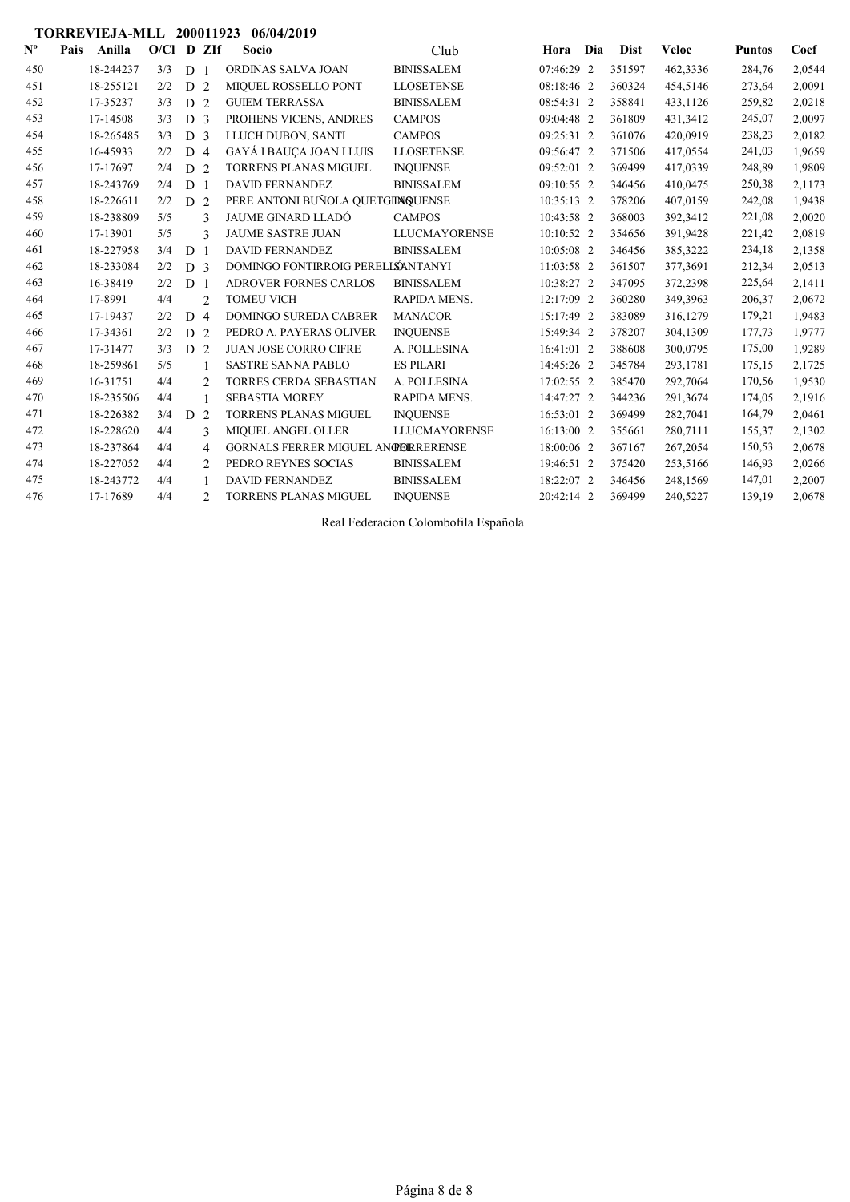**TORREVIEJA-MLL 200011923 06/04/2019**

| Nº | Pais | Anilla | O/Cl | D | ZIf | Socio | Club | Hora | Dia | Dist | Veloc | Puntos | Coef |
|---|---|---|---|---|---|---|---|---|---|---|---|---|---|
| 450 | | 18-244237 | 3/3 | D | 1 | ORDINAS SALVA JOAN | BINISSALEM | 07:46:29 | 2 | 351597 | 462,3336 | 284,76 | 2,0544 |
| 451 | | 18-255121 | 2/2 | D | 2 | MIQUEL ROSSELLO PONT | LLOSETENSE | 08:18:46 | 2 | 360324 | 454,5146 | 273,64 | 2,0091 |
| 452 | | 17-35237 | 3/3 | D | 2 | GUIEM TERRASSA | BINISSALEM | 08:54:31 | 2 | 358841 | 433,1126 | 259,82 | 2,0218 |
| 453 | | 17-14508 | 3/3 | D | 3 | PROHENS VICENS, ANDRES | CAMPOS | 09:04:48 | 2 | 361809 | 431,3412 | 245,07 | 2,0097 |
| 454 | | 18-265485 | 3/3 | D | 3 | LLUCH DUBON, SANTI | CAMPOS | 09:25:31 | 2 | 361076 | 420,0919 | 238,23 | 2,0182 |
| 455 | | 16-45933 | 2/2 | D | 4 | GAYÁ I BAUÇA JOAN LLUIS | LLOSETENSE | 09:56:47 | 2 | 371506 | 417,0554 | 241,03 | 1,9659 |
| 456 | | 17-17697 | 2/4 | D | 2 | TORRENS PLANAS MIGUEL | INQUENSE | 09:52:01 | 2 | 369499 | 417,0339 | 248,89 | 1,9809 |
| 457 | | 18-243769 | 2/4 | D | 1 | DAVID FERNANDEZ | BINISSALEM | 09:10:55 | 2 | 346456 | 410,0475 | 250,38 | 2,1173 |
| 458 | | 18-226611 | 2/2 | D | 2 | PERE ANTONI BUÑOLA QUETGLAS | INQUENSE | 10:35:13 | 2 | 378206 | 407,0159 | 242,08 | 1,9438 |
| 459 | | 18-238809 | 5/5 | | 3 | JAUME GINARD LLADÓ | CAMPOS | 10:43:58 | 2 | 368003 | 392,3412 | 221,08 | 2,0020 |
| 460 | | 17-13901 | 5/5 | | 3 | JAUME SASTRE JUAN | LLUCMAYORENSE | 10:10:52 | 2 | 354656 | 391,9428 | 221,42 | 2,0819 |
| 461 | | 18-227958 | 3/4 | D | 1 | DAVID FERNANDEZ | BINISSALEM | 10:05:08 | 2 | 346456 | 385,3222 | 234,18 | 2,1358 |
| 462 | | 18-233084 | 2/2 | D | 3 | DOMINGO FONTIRROIG PERELLO | SANTANYI | 11:03:58 | 2 | 361507 | 377,3691 | 212,34 | 2,0513 |
| 463 | | 16-38419 | 2/2 | D | 1 | ADROVER FORNES CARLOS | BINISSALEM | 10:38:27 | 2 | 347095 | 372,2398 | 225,64 | 2,1411 |
| 464 | | 17-8991 | 4/4 | | 2 | TOMEU VICH | RAPIDA MENS. | 12:17:09 | 2 | 360280 | 349,3963 | 206,37 | 2,0672 |
| 465 | | 17-19437 | 2/2 | D | 4 | DOMINGO SUREDA CABRER | MANACOR | 15:17:49 | 2 | 383089 | 316,1279 | 179,21 | 1,9483 |
| 466 | | 17-34361 | 2/2 | D | 2 | PEDRO A. PAYERAS OLIVER | INQUENSE | 15:49:34 | 2 | 378207 | 304,1309 | 177,73 | 1,9777 |
| 467 | | 17-31477 | 3/3 | D | 2 | JUAN JOSE CORRO CIFRE | A. POLLESINA | 16:41:01 | 2 | 388608 | 300,0795 | 175,00 | 1,9289 |
| 468 | | 18-259861 | 5/5 | | 1 | SASTRE SANNA PABLO | ES PILARI | 14:45:26 | 2 | 345784 | 293,1781 | 175,15 | 2,1725 |
| 469 | | 16-31751 | 4/4 | | 2 | TORRES CERDA SEBASTIAN | A. POLLESINA | 17:02:55 | 2 | 385470 | 292,7064 | 170,56 | 1,9530 |
| 470 | | 18-235506 | 4/4 | | 1 | SEBASTIA MOREY | RAPIDA MENS. | 14:47:27 | 2 | 344236 | 291,3674 | 174,05 | 2,1916 |
| 471 | | 18-226382 | 3/4 | D | 2 | TORRENS PLANAS MIGUEL | INQUENSE | 16:53:01 | 2 | 369499 | 282,7041 | 164,79 | 2,0461 |
| 472 | | 18-228620 | 4/4 | | 3 | MIQUEL ANGEL OLLER | LLUCMAYORENSE | 16:13:00 | 2 | 355661 | 280,7111 | 155,37 | 2,1302 |
| 473 | | 18-237864 | 4/4 | | 4 | GORNALS FERRER MIGUEL ANGEL | PORRERENSE | 18:00:06 | 2 | 367167 | 267,2054 | 150,53 | 2,0678 |
| 474 | | 18-227052 | 4/4 | | 2 | PEDRO REYNES SOCIAS | BINISSALEM | 19:46:51 | 2 | 375420 | 253,5166 | 146,93 | 2,0266 |
| 475 | | 18-243772 | 4/4 | | 1 | DAVID FERNANDEZ | BINISSALEM | 18:22:07 | 2 | 346456 | 248,1569 | 147,01 | 2,2007 |
| 476 | | 17-17689 | 4/4 | | 2 | TORRENS PLANAS MIGUEL | INQUENSE | 20:42:14 | 2 | 369499 | 240,5227 | 139,19 | 2,0678 |

Real Federacion Colombofila Española